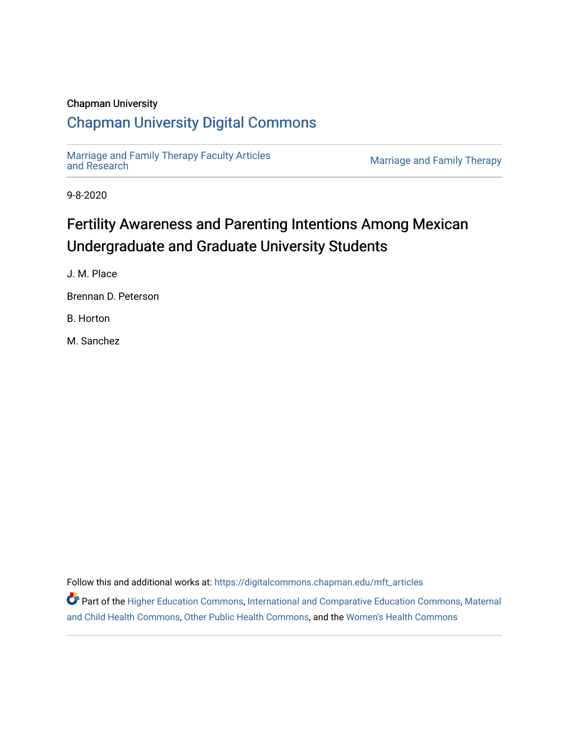Chapman University

## Chapman University Digital Commons

Marriage and Family Therapy Faculty Articles and Research

Marriage and Family Therapy

9-8-2020

# Fertility Awareness and Parenting Intentions Among Mexican Undergraduate and Graduate University Students

J. M. Place

Brennan D. Peterson

B. Horton

M. Sanchez

Follow this and additional works at: https://digitalcommons.chapman.edu/mft_articles

Part of the Higher Education Commons, International and Comparative Education Commons, Maternal and Child Health Commons, Other Public Health Commons, and the Women's Health Commons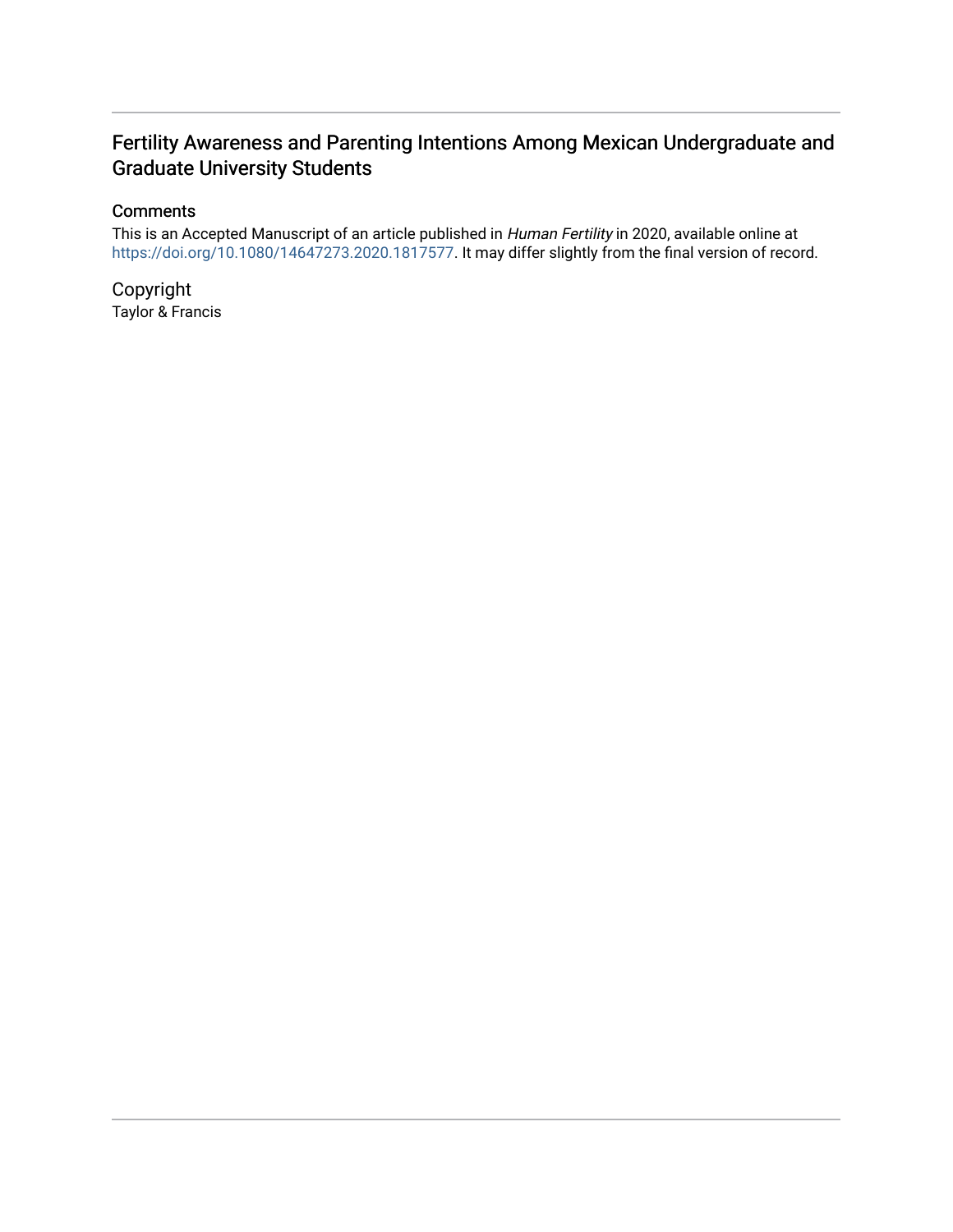# Fertility Awareness and Parenting Intentions Among Mexican Undergraduate and Graduate University Students

## Comments

This is an Accepted Manuscript of an article published in *Human Fertility* in 2020, available online at https://doi.org/10.1080/14647273.2020.1817577. It may differ slightly from the final version of record.

## Copyright

Taylor & Francis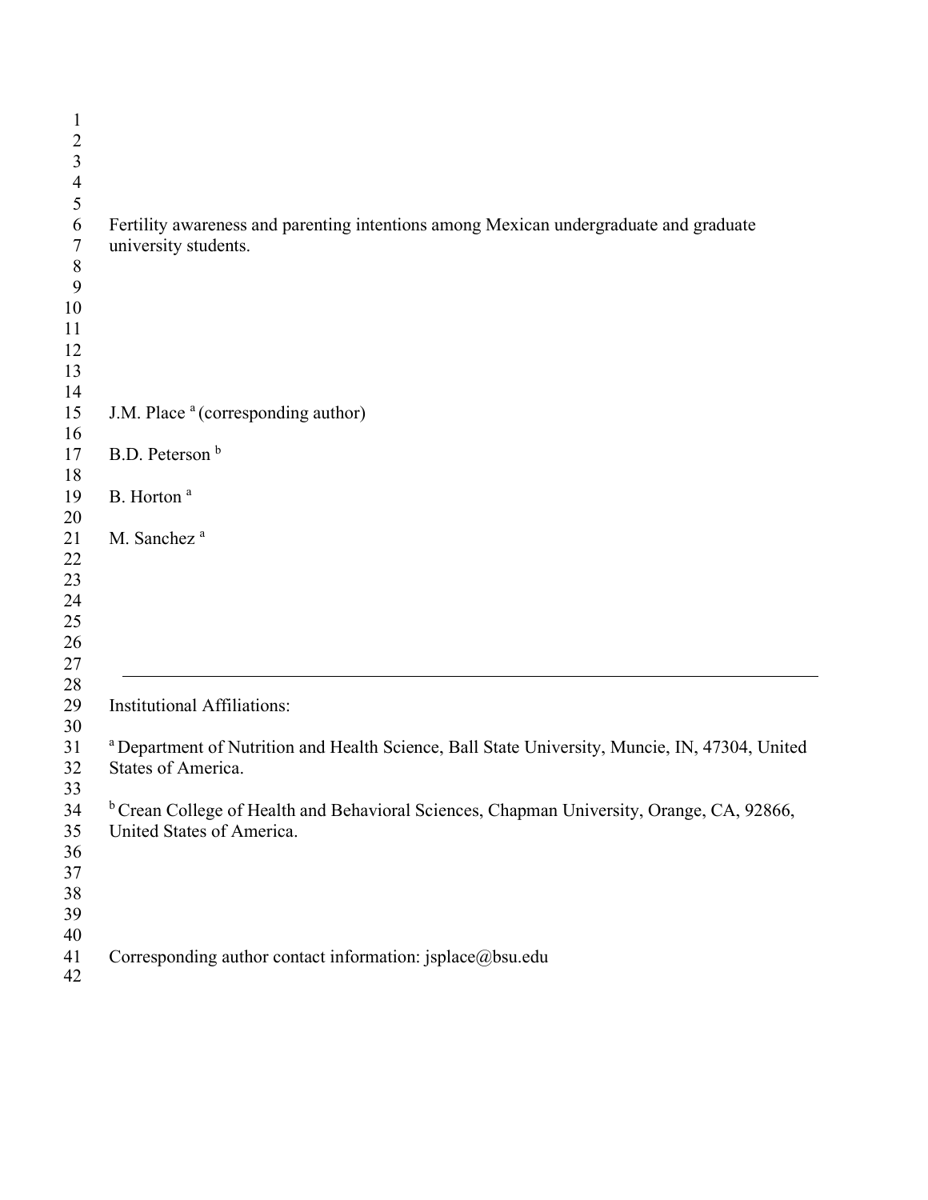Fertility awareness and parenting intentions among Mexican undergraduate and graduate university students.

J.M. Place [a] (corresponding author)

B.D. Peterson [b]

B. Horton [a]

M. Sanchez [a]

---

Institutional Affiliations:

[a] Department of Nutrition and Health Science, Ball State University, Muncie, IN, 47304, United States of America.

[b] Crean College of Health and Behavioral Sciences, Chapman University, Orange, CA, 92866, United States of America.

Corresponding author contact information: jsplace@bsu.edu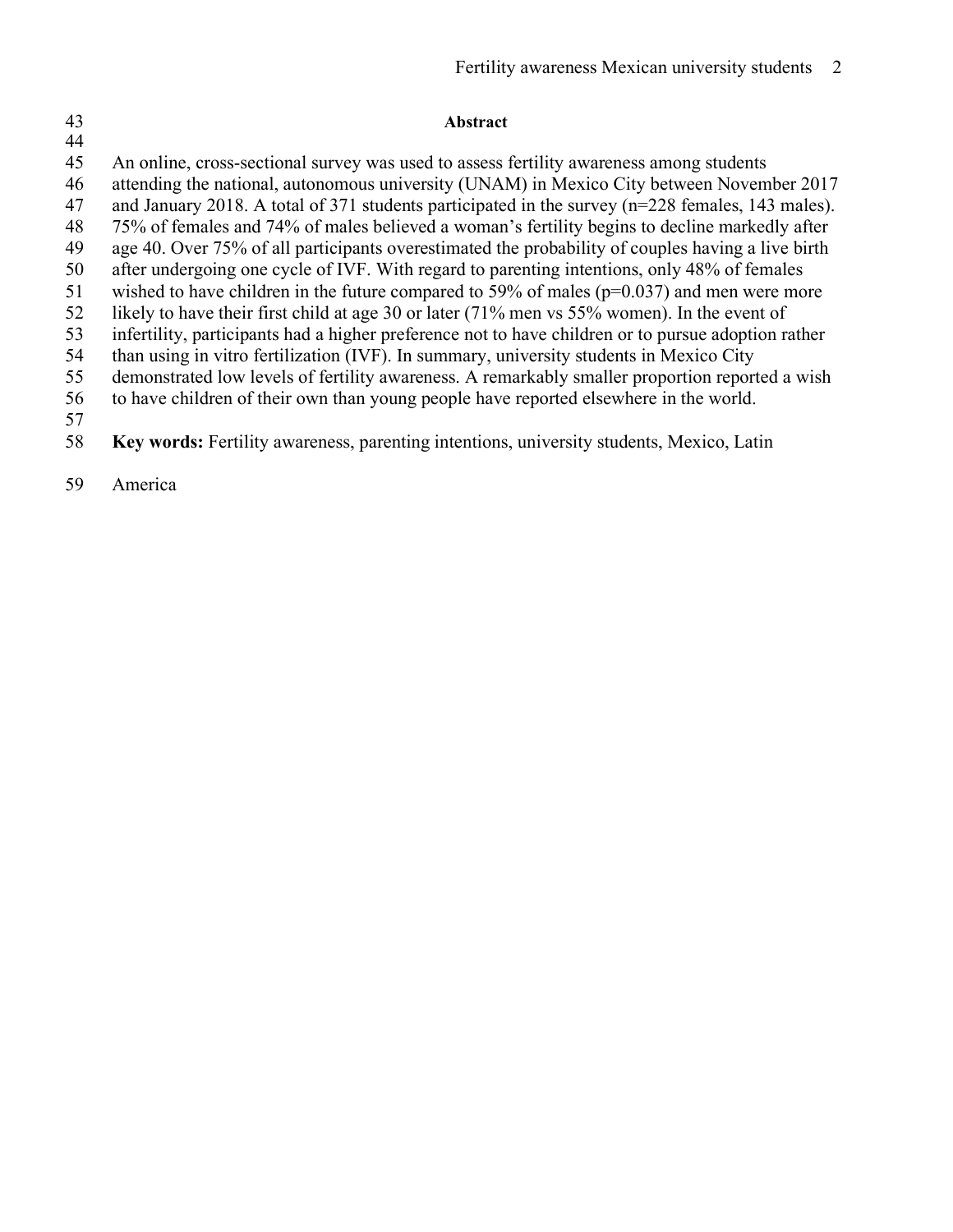## Abstract

An online, cross-sectional survey was used to assess fertility awareness among students attending the national, autonomous university (UNAM) in Mexico City between November 2017 and January 2018. A total of 371 students participated in the survey (n=228 females, 143 males). 75% of females and 74% of males believed a woman's fertility begins to decline markedly after age 40. Over 75% of all participants overestimated the probability of couples having a live birth after undergoing one cycle of IVF. With regard to parenting intentions, only 48% of females wished to have children in the future compared to 59% of males ($p=0.037$) and men were more likely to have their first child at age 30 or later (71% men vs 55% women). In the event of infertility, participants had a higher preference not to have children or to pursue adoption rather than using in vitro fertilization (IVF). In summary, university students in Mexico City demonstrated low levels of fertility awareness. A remarkably smaller proportion reported a wish to have children of their own than young people have reported elsewhere in the world.

**Key words:** Fertility awareness, parenting intentions, university students, Mexico, Latin America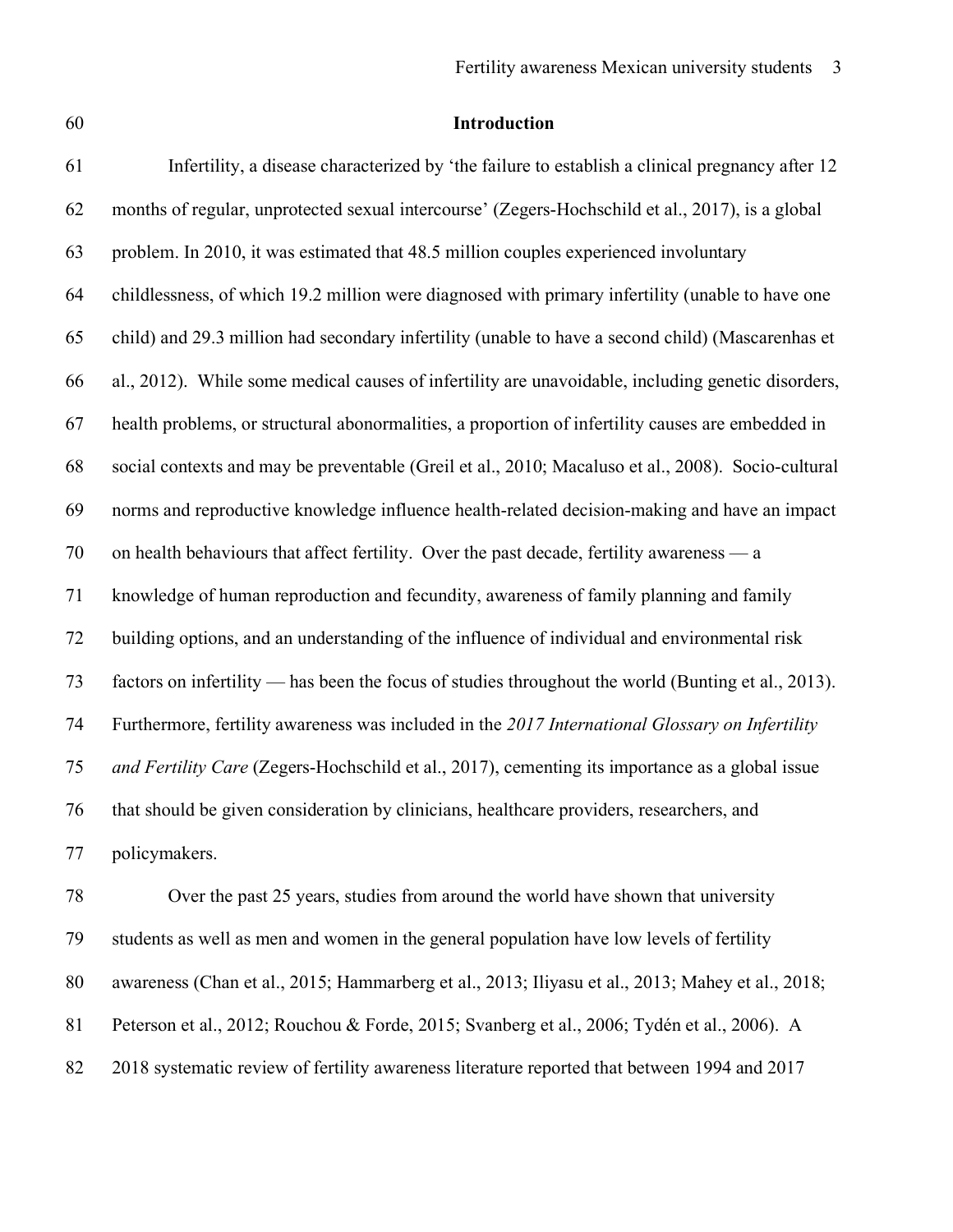## Introduction

Infertility, a disease characterized by 'the failure to establish a clinical pregnancy after 12 months of regular, unprotected sexual intercourse' (Zegers-Hochschild et al., 2017), is a global problem. In 2010, it was estimated that 48.5 million couples experienced involuntary childlessness, of which 19.2 million were diagnosed with primary infertility (unable to have one child) and 29.3 million had secondary infertility (unable to have a second child) (Mascarenhas et al., 2012). While some medical causes of infertility are unavoidable, including genetic disorders, health problems, or structural abonormalities, a proportion of infertility causes are embedded in social contexts and may be preventable (Greil et al., 2010; Macaluso et al., 2008). Socio-cultural norms and reproductive knowledge influence health-related decision-making and have an impact on health behaviours that affect fertility. Over the past decade, fertility awareness — a knowledge of human reproduction and fecundity, awareness of family planning and family building options, and an understanding of the influence of individual and environmental risk factors on infertility — has been the focus of studies throughout the world (Bunting et al., 2013). Furthermore, fertility awareness was included in the *2017 International Glossary on Infertility and Fertility Care* (Zegers-Hochschild et al., 2017), cementing its importance as a global issue that should be given consideration by clinicians, healthcare providers, researchers, and policymakers.

Over the past 25 years, studies from around the world have shown that university students as well as men and women in the general population have low levels of fertility awareness (Chan et al., 2015; Hammarberg et al., 2013; Iliyasu et al., 2013; Mahey et al., 2018; Peterson et al., 2012; Rouchou & Forde, 2015; Svanberg et al., 2006; Tydén et al., 2006). A 2018 systematic review of fertility awareness literature reported that between 1994 and 2017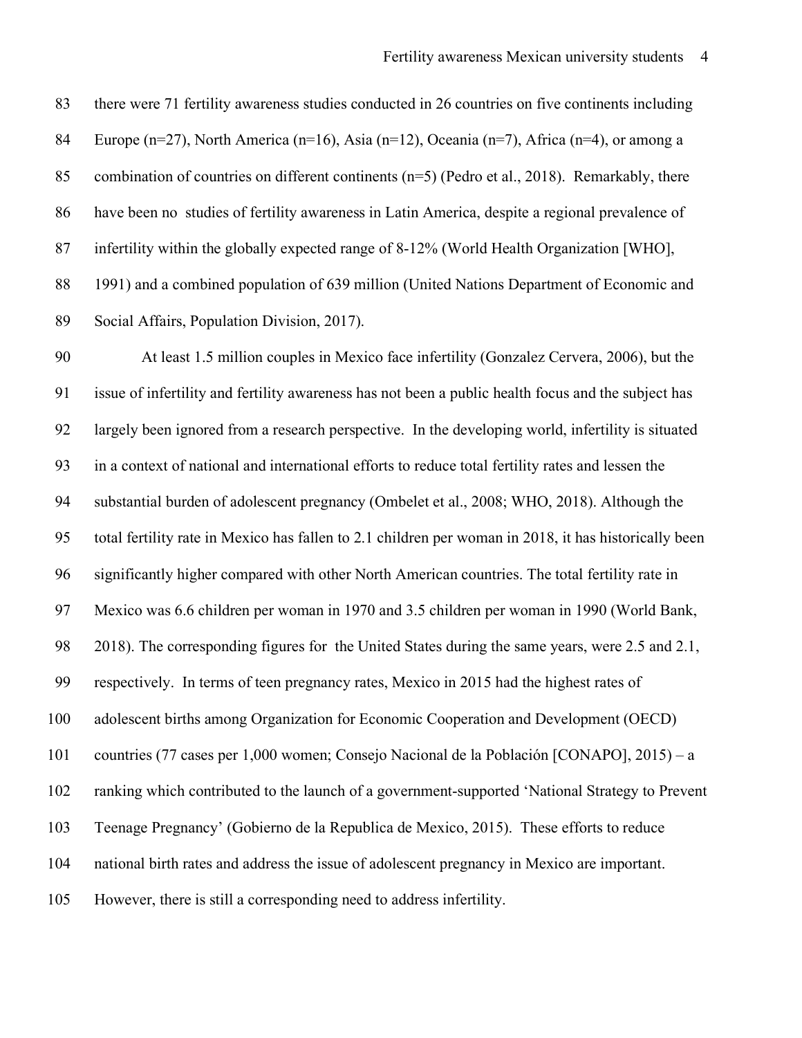there were 71 fertility awareness studies conducted in 26 countries on five continents including Europe (n=27), North America (n=16), Asia (n=12), Oceania (n=7), Africa (n=4), or among a combination of countries on different continents (n=5) (Pedro et al., 2018). Remarkably, there have been no studies of fertility awareness in Latin America, despite a regional prevalence of infertility within the globally expected range of 8-12% (World Health Organization [WHO], 1991) and a combined population of 639 million (United Nations Department of Economic and Social Affairs, Population Division, 2017).

At least 1.5 million couples in Mexico face infertility (Gonzalez Cervera, 2006), but the issue of infertility and fertility awareness has not been a public health focus and the subject has largely been ignored from a research perspective. In the developing world, infertility is situated in a context of national and international efforts to reduce total fertility rates and lessen the substantial burden of adolescent pregnancy (Ombelet et al., 2008; WHO, 2018). Although the total fertility rate in Mexico has fallen to 2.1 children per woman in 2018, it has historically been significantly higher compared with other North American countries. The total fertility rate in Mexico was 6.6 children per woman in 1970 and 3.5 children per woman in 1990 (World Bank, 2018). The corresponding figures for the United States during the same years, were 2.5 and 2.1, respectively. In terms of teen pregnancy rates, Mexico in 2015 had the highest rates of adolescent births among Organization for Economic Cooperation and Development (OECD) countries (77 cases per 1,000 women; Consejo Nacional de la Población [CONAPO], 2015) – a ranking which contributed to the launch of a government-supported 'National Strategy to Prevent Teenage Pregnancy' (Gobierno de la Republica de Mexico, 2015). These efforts to reduce national birth rates and address the issue of adolescent pregnancy in Mexico are important. However, there is still a corresponding need to address infertility.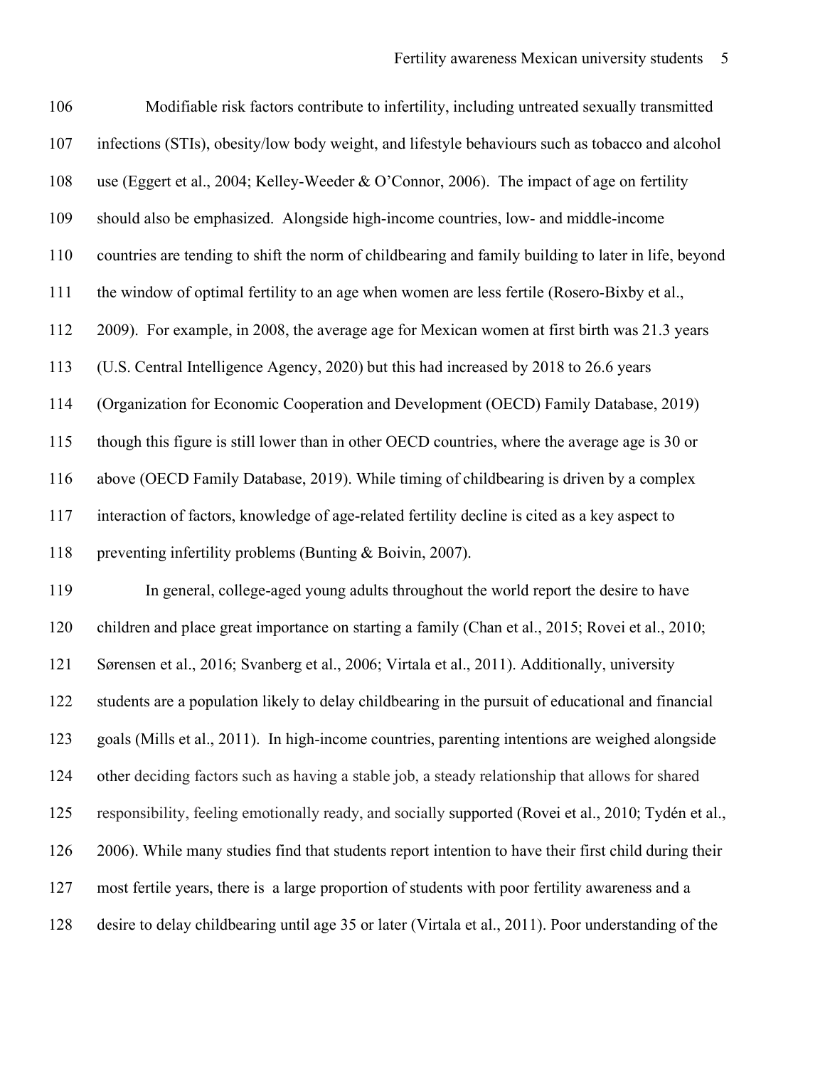Modifiable risk factors contribute to infertility, including untreated sexually transmitted infections (STIs), obesity/low body weight, and lifestyle behaviours such as tobacco and alcohol use (Eggert et al., 2004; Kelley-Weeder & O'Connor, 2006). The impact of age on fertility should also be emphasized. Alongside high-income countries, low- and middle-income countries are tending to shift the norm of childbearing and family building to later in life, beyond the window of optimal fertility to an age when women are less fertile (Rosero-Bixby et al., 2009). For example, in 2008, the average age for Mexican women at first birth was 21.3 years (U.S. Central Intelligence Agency, 2020) but this had increased by 2018 to 26.6 years (Organization for Economic Cooperation and Development (OECD) Family Database, 2019) though this figure is still lower than in other OECD countries, where the average age is 30 or above (OECD Family Database, 2019). While timing of childbearing is driven by a complex interaction of factors, knowledge of age-related fertility decline is cited as a key aspect to preventing infertility problems (Bunting & Boivin, 2007).

In general, college-aged young adults throughout the world report the desire to have children and place great importance on starting a family (Chan et al., 2015; Rovei et al., 2010; Sørensen et al., 2016; Svanberg et al., 2006; Virtala et al., 2011). Additionally, university students are a population likely to delay childbearing in the pursuit of educational and financial goals (Mills et al., 2011). In high-income countries, parenting intentions are weighed alongside other deciding factors such as having a stable job, a steady relationship that allows for shared responsibility, feeling emotionally ready, and socially supported (Rovei et al., 2010; Tydén et al., 2006). While many studies find that students report intention to have their first child during their most fertile years, there is a large proportion of students with poor fertility awareness and a desire to delay childbearing until age 35 or later (Virtala et al., 2011). Poor understanding of the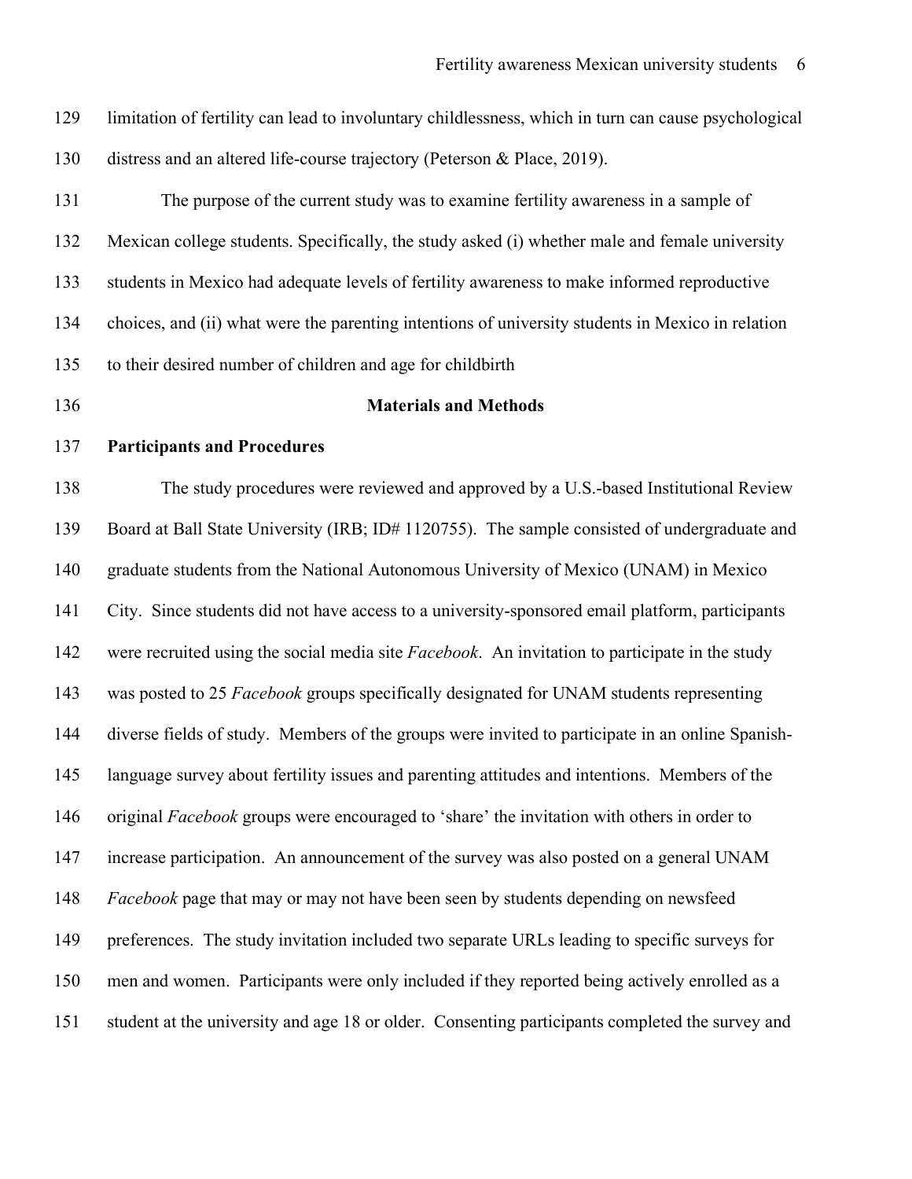limitation of fertility can lead to involuntary childlessness, which in turn can cause psychological distress and an altered life-course trajectory (Peterson & Place, 2019).

The purpose of the current study was to examine fertility awareness in a sample of Mexican college students. Specifically, the study asked (i) whether male and female university students in Mexico had adequate levels of fertility awareness to make informed reproductive choices, and (ii) what were the parenting intentions of university students in Mexico in relation to their desired number of children and age for childbirth

## Materials and Methods

### Participants and Procedures

The study procedures were reviewed and approved by a U.S.-based Institutional Review Board at Ball State University (IRB; ID# 1120755). The sample consisted of undergraduate and graduate students from the National Autonomous University of Mexico (UNAM) in Mexico City. Since students did not have access to a university-sponsored email platform, participants were recruited using the social media site *Facebook*. An invitation to participate in the study was posted to 25 *Facebook* groups specifically designated for UNAM students representing diverse fields of study. Members of the groups were invited to participate in an online Spanish-language survey about fertility issues and parenting attitudes and intentions. Members of the original *Facebook* groups were encouraged to 'share' the invitation with others in order to increase participation. An announcement of the survey was also posted on a general UNAM *Facebook* page that may or may not have been seen by students depending on newsfeed preferences. The study invitation included two separate URLs leading to specific surveys for men and women. Participants were only included if they reported being actively enrolled as a student at the university and age 18 or older. Consenting participants completed the survey and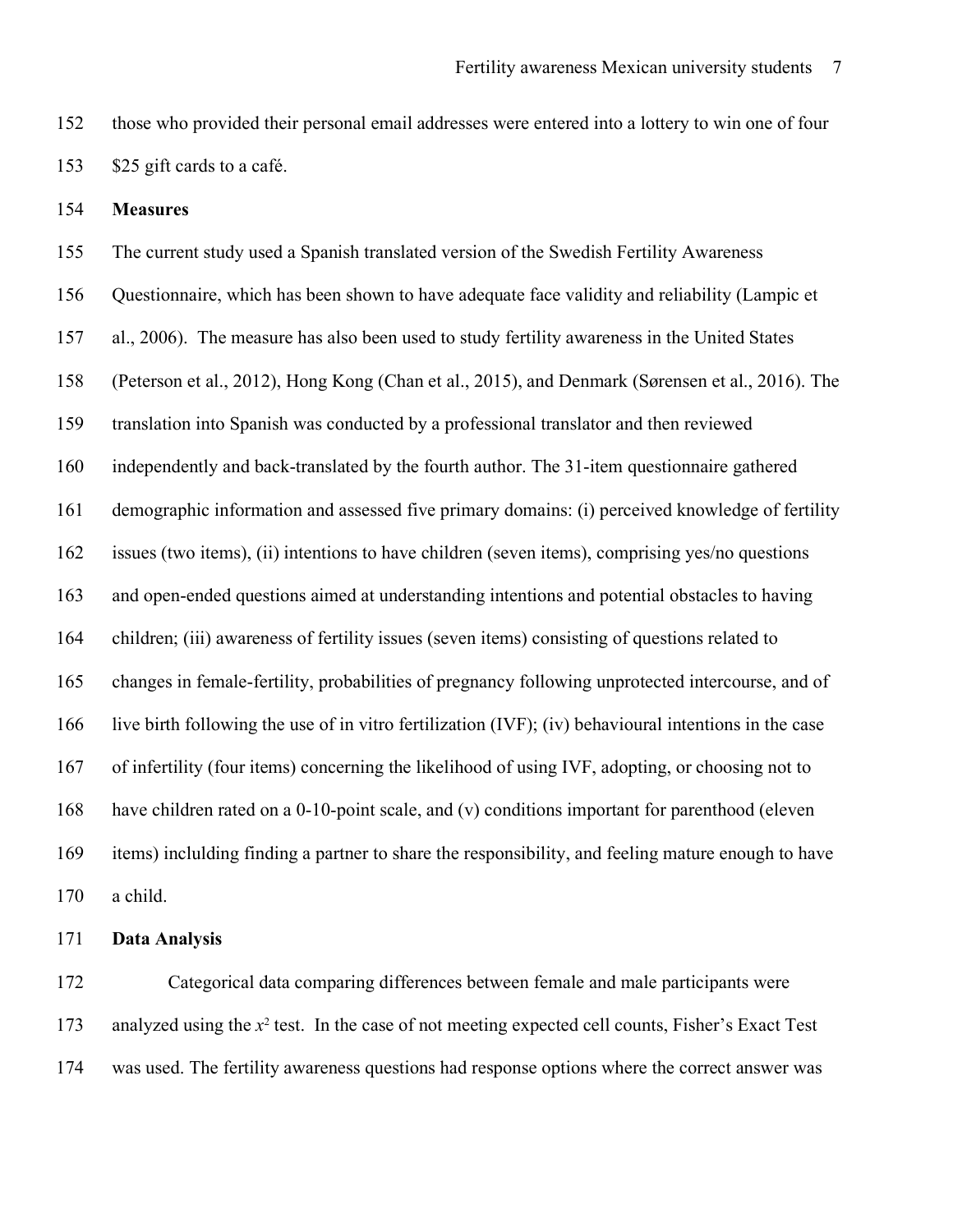those who provided their personal email addresses were entered into a lottery to win one of four $25 gift cards to a café.

**Measures**

The current study used a Spanish translated version of the Swedish Fertility Awareness Questionnaire, which has been shown to have adequate face validity and reliability (Lampic et al., 2006). The measure has also been used to study fertility awareness in the United States (Peterson et al., 2012), Hong Kong (Chan et al., 2015), and Denmark (Sørensen et al., 2016). The translation into Spanish was conducted by a professional translator and then reviewed independently and back-translated by the fourth author. The 31-item questionnaire gathered demographic information and assessed five primary domains: (i) perceived knowledge of fertility issues (two items), (ii) intentions to have children (seven items), comprising yes/no questions and open-ended questions aimed at understanding intentions and potential obstacles to having children; (iii) awareness of fertility issues (seven items) consisting of questions related to changes in female-fertility, probabilities of pregnancy following unprotected intercourse, and of live birth following the use of in vitro fertilization (IVF); (iv) behavioural intentions in the case of infertility (four items) concerning the likelihood of using IVF, adopting, or choosing not to have children rated on a 0-10-point scale, and (v) conditions important for parenthood (eleven items) inclulding finding a partner to share the responsibility, and feeling mature enough to have a child.

**Data Analysis**

Categorical data comparing differences between female and male participants were analyzed using the $x^2$ test. In the case of not meeting expected cell counts, Fisher's Exact Test was used. The fertility awareness questions had response options where the correct answer was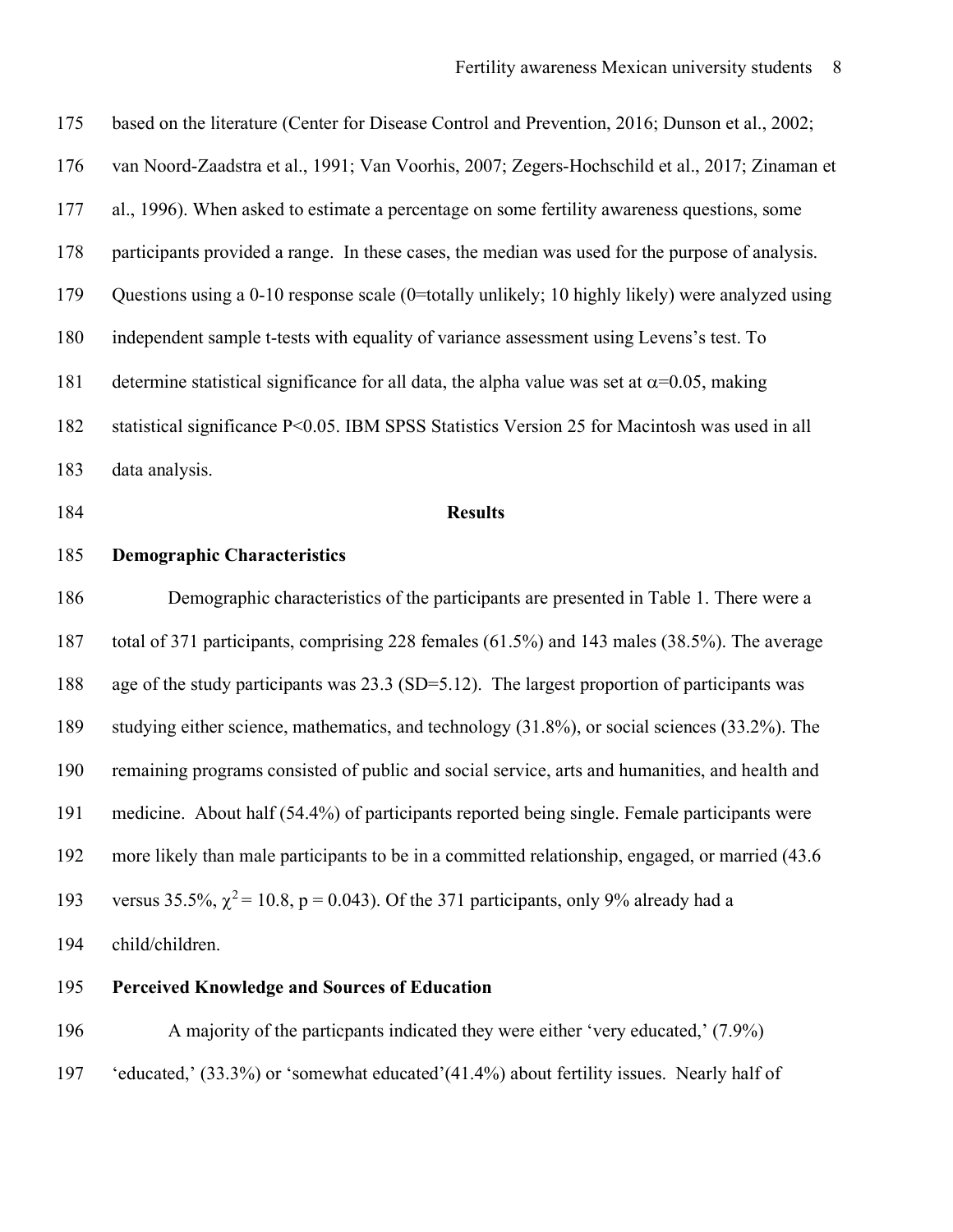based on the literature (Center for Disease Control and Prevention, 2016; Dunson et al., 2002; van Noord-Zaadstra et al., 1991; Van Voorhis, 2007; Zegers-Hochschild et al., 2017; Zinaman et al., 1996). When asked to estimate a percentage on some fertility awareness questions, some participants provided a range. In these cases, the median was used for the purpose of analysis. Questions using a 0-10 response scale (0=totally unlikely; 10 highly likely) were analyzed using independent sample t-tests with equality of variance assessment using Levens's test. To determine statistical significance for all data, the alpha value was set at $\alpha$=0.05, making statistical significance $P<0.05$. IBM SPSS Statistics Version 25 for Macintosh was used in all data analysis.

## Results

### Demographic Characteristics

Demographic characteristics of the participants are presented in Table 1. There were a total of 371 participants, comprising 228 females (61.5%) and 143 males (38.5%). The average age of the study participants was 23.3 (SD=5.12). The largest proportion of participants was studying either science, mathematics, and technology (31.8%), or social sciences (33.2%). The remaining programs consisted of public and social service, arts and humanities, and health and medicine. About half (54.4%) of participants reported being single. Female participants were more likely than male participants to be in a committed relationship, engaged, or married (43.6 versus 35.5%, $\chi^2 = 10.8$, $p = 0.043$). Of the 371 participants, only 9% already had a child/children.

### Perceived Knowledge and Sources of Education

A majority of the particpants indicated they were either 'very educated,' (7.9%) 'educated,' (33.3%) or 'somewhat educated'(41.4%) about fertility issues. Nearly half of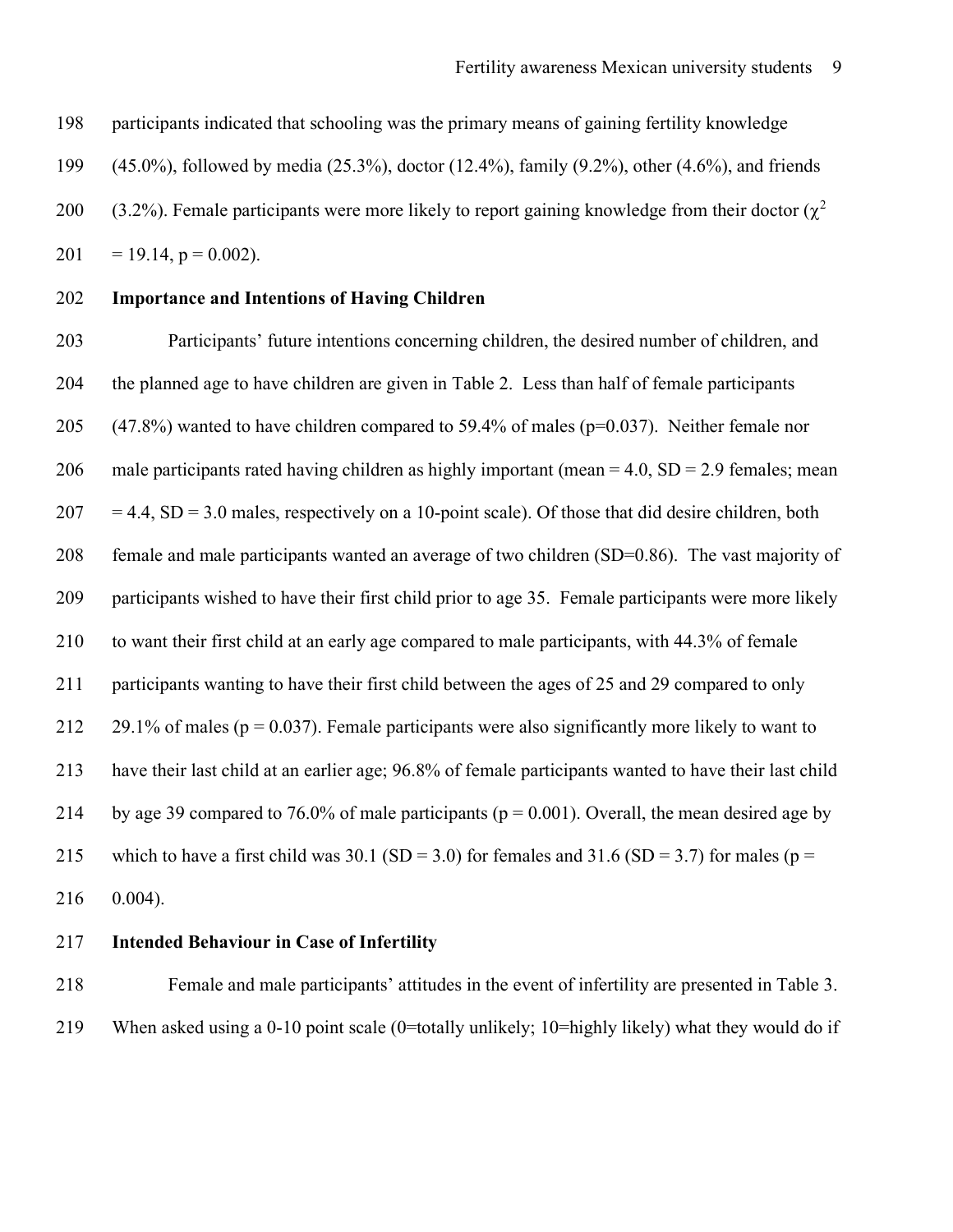participants indicated that schooling was the primary means of gaining fertility knowledge (45.0%), followed by media (25.3%), doctor (12.4%), family (9.2%), other (4.6%), and friends (3.2%). Female participants were more likely to report gaining knowledge from their doctor ($\chi^2$ = 19.14, p = 0.002).

**Importance and Intentions of Having Children**

Participants' future intentions concerning children, the desired number of children, and the planned age to have children are given in Table 2. Less than half of female participants (47.8%) wanted to have children compared to 59.4% of males (p=0.037). Neither female nor male participants rated having children as highly important (mean = 4.0, SD = 2.9 females; mean = 4.4, SD = 3.0 males, respectively on a 10-point scale). Of those that did desire children, both female and male participants wanted an average of two children (SD=0.86). The vast majority of participants wished to have their first child prior to age 35. Female participants were more likely to want their first child at an early age compared to male participants, with 44.3% of female participants wanting to have their first child between the ages of 25 and 29 compared to only 29.1% of males (p = 0.037). Female participants were also significantly more likely to want to have their last child at an earlier age; 96.8% of female participants wanted to have their last child by age 39 compared to 76.0% of male participants (p = 0.001). Overall, the mean desired age by which to have a first child was 30.1 (SD = 3.0) for females and 31.6 (SD = 3.7) for males (p = 0.004).

**Intended Behaviour in Case of Infertility**

Female and male participants' attitudes in the event of infertility are presented in Table 3. When asked using a 0-10 point scale (0=totally unlikely; 10=highly likely) what they would do if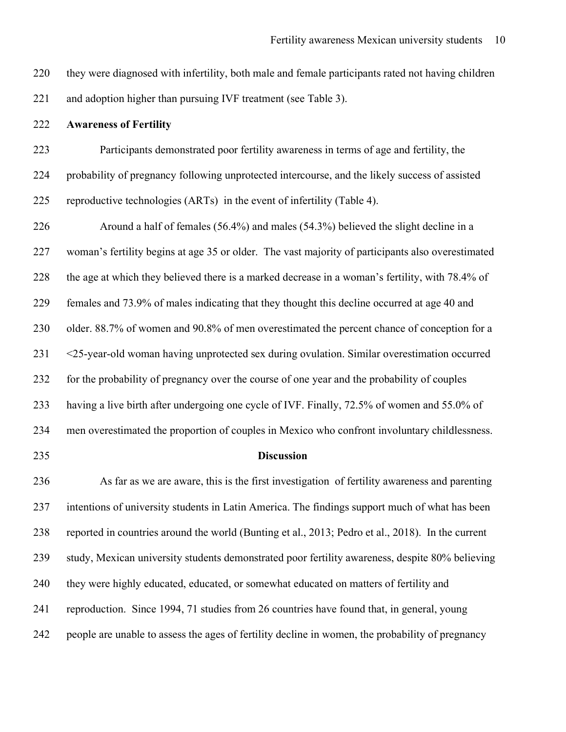they were diagnosed with infertility, both male and female participants rated not having children and adoption higher than pursuing IVF treatment (see Table 3).

**Awareness of Fertility**

Participants demonstrated poor fertility awareness in terms of age and fertility, the probability of pregnancy following unprotected intercourse, and the likely success of assisted reproductive technologies (ARTs) in the event of infertility (Table 4).

Around a half of females (56.4%) and males (54.3%) believed the slight decline in a woman's fertility begins at age 35 or older. The vast majority of participants also overestimated the age at which they believed there is a marked decrease in a woman's fertility, with 78.4% of females and 73.9% of males indicating that they thought this decline occurred at age 40 and older. 88.7% of women and 90.8% of men overestimated the percent chance of conception for a <25-year-old woman having unprotected sex during ovulation. Similar overestimation occurred for the probability of pregnancy over the course of one year and the probability of couples having a live birth after undergoing one cycle of IVF. Finally, 72.5% of women and 55.0% of men overestimated the proportion of couples in Mexico who confront involuntary childlessness.

## Discussion

As far as we are aware, this is the first investigation of fertility awareness and parenting intentions of university students in Latin America. The findings support much of what has been reported in countries around the world (Bunting et al., 2013; Pedro et al., 2018). In the current study, Mexican university students demonstrated poor fertility awareness, despite 80% believing they were highly educated, educated, or somewhat educated on matters of fertility and reproduction. Since 1994, 71 studies from 26 countries have found that, in general, young people are unable to assess the ages of fertility decline in women, the probability of pregnancy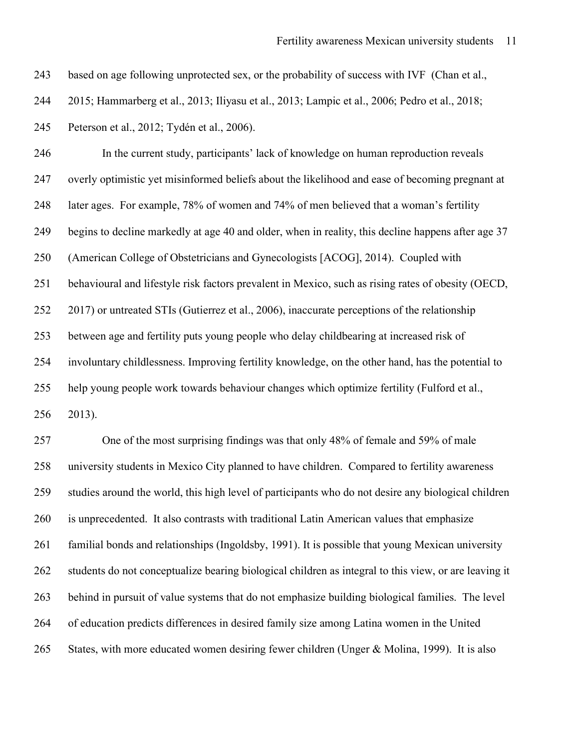based on age following unprotected sex, or the probability of success with IVF (Chan et al., 2015; Hammarberg et al., 2013; Iliyasu et al., 2013; Lampic et al., 2006; Pedro et al., 2018; Peterson et al., 2012; Tydén et al., 2006).

In the current study, participants' lack of knowledge on human reproduction reveals overly optimistic yet misinformed beliefs about the likelihood and ease of becoming pregnant at later ages. For example, 78% of women and 74% of men believed that a woman's fertility begins to decline markedly at age 40 and older, when in reality, this decline happens after age 37 (American College of Obstetricians and Gynecologists [ACOG], 2014). Coupled with behavioural and lifestyle risk factors prevalent in Mexico, such as rising rates of obesity (OECD, 2017) or untreated STIs (Gutierrez et al., 2006), inaccurate perceptions of the relationship between age and fertility puts young people who delay childbearing at increased risk of involuntary childlessness. Improving fertility knowledge, on the other hand, has the potential to help young people work towards behaviour changes which optimize fertility (Fulford et al., 2013).

One of the most surprising findings was that only 48% of female and 59% of male university students in Mexico City planned to have children. Compared to fertility awareness studies around the world, this high level of participants who do not desire any biological children is unprecedented. It also contrasts with traditional Latin American values that emphasize familial bonds and relationships (Ingoldsby, 1991). It is possible that young Mexican university students do not conceptualize bearing biological children as integral to this view, or are leaving it behind in pursuit of value systems that do not emphasize building biological families. The level of education predicts differences in desired family size among Latina women in the United States, with more educated women desiring fewer children (Unger & Molina, 1999). It is also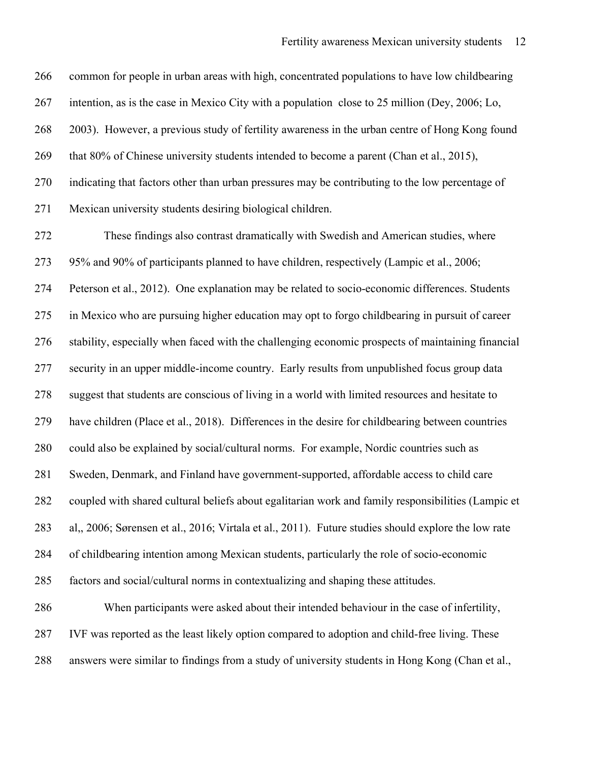common for people in urban areas with high, concentrated populations to have low childbearing intention, as is the case in Mexico City with a population close to 25 million (Dey, 2006; Lo, 2003). However, a previous study of fertility awareness in the urban centre of Hong Kong found that 80% of Chinese university students intended to become a parent (Chan et al., 2015), indicating that factors other than urban pressures may be contributing to the low percentage of Mexican university students desiring biological children.

These findings also contrast dramatically with Swedish and American studies, where 95% and 90% of participants planned to have children, respectively (Lampic et al., 2006; Peterson et al., 2012). One explanation may be related to socio-economic differences. Students in Mexico who are pursuing higher education may opt to forgo childbearing in pursuit of career stability, especially when faced with the challenging economic prospects of maintaining financial security in an upper middle-income country. Early results from unpublished focus group data suggest that students are conscious of living in a world with limited resources and hesitate to have children (Place et al., 2018). Differences in the desire for childbearing between countries could also be explained by social/cultural norms. For example, Nordic countries such as Sweden, Denmark, and Finland have government-supported, affordable access to child care coupled with shared cultural beliefs about egalitarian work and family responsibilities (Lampic et al,, 2006; Sørensen et al., 2016; Virtala et al., 2011). Future studies should explore the low rate of childbearing intention among Mexican students, particularly the role of socio-economic factors and social/cultural norms in contextualizing and shaping these attitudes.

When participants were asked about their intended behaviour in the case of infertility, IVF was reported as the least likely option compared to adoption and child-free living. These answers were similar to findings from a study of university students in Hong Kong (Chan et al.,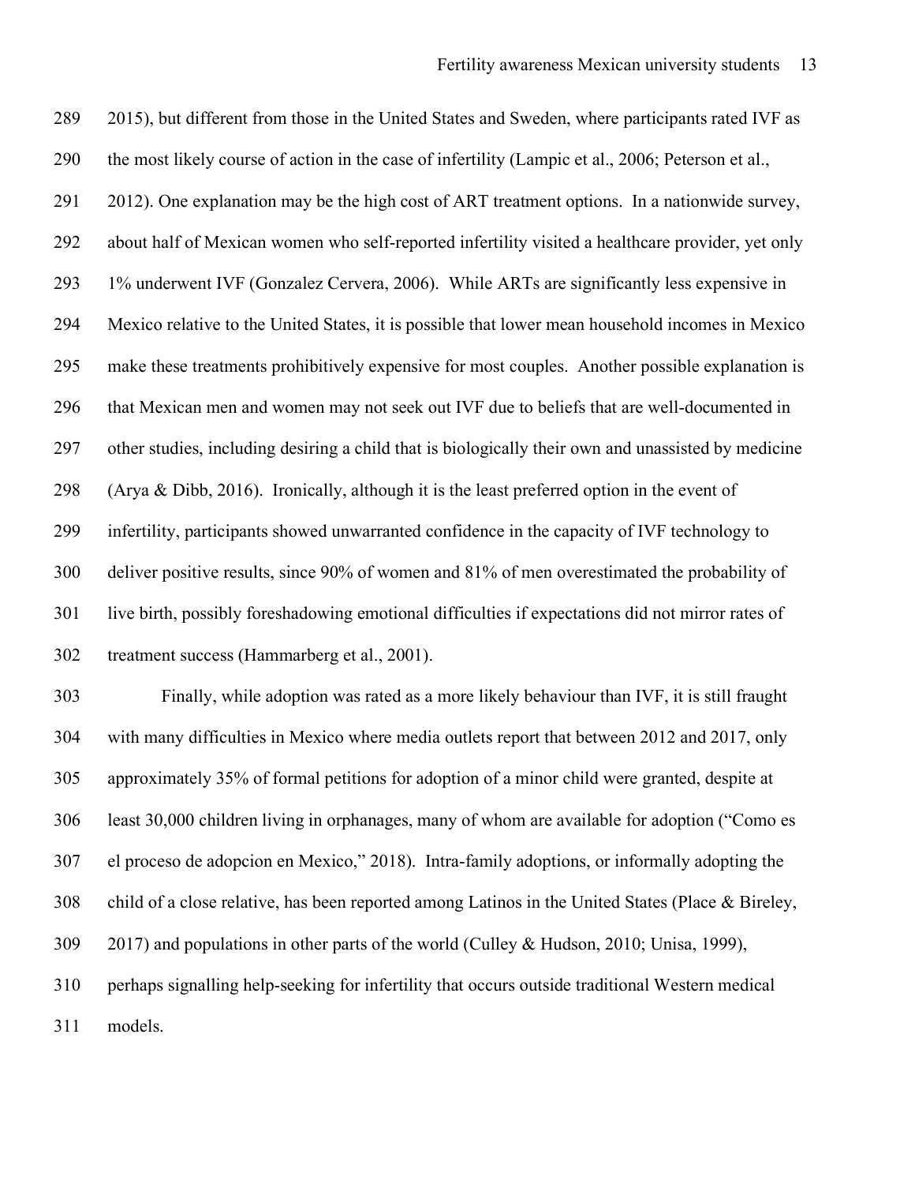2015), but different from those in the United States and Sweden, where participants rated IVF as the most likely course of action in the case of infertility (Lampic et al., 2006; Peterson et al., 2012). One explanation may be the high cost of ART treatment options. In a nationwide survey, about half of Mexican women who self-reported infertility visited a healthcare provider, yet only 1% underwent IVF (Gonzalez Cervera, 2006). While ARTs are significantly less expensive in Mexico relative to the United States, it is possible that lower mean household incomes in Mexico make these treatments prohibitively expensive for most couples. Another possible explanation is that Mexican men and women may not seek out IVF due to beliefs that are well-documented in other studies, including desiring a child that is biologically their own and unassisted by medicine (Arya & Dibb, 2016). Ironically, although it is the least preferred option in the event of infertility, participants showed unwarranted confidence in the capacity of IVF technology to deliver positive results, since 90% of women and 81% of men overestimated the probability of live birth, possibly foreshadowing emotional difficulties if expectations did not mirror rates of treatment success (Hammarberg et al., 2001).

Finally, while adoption was rated as a more likely behaviour than IVF, it is still fraught with many difficulties in Mexico where media outlets report that between 2012 and 2017, only approximately 35% of formal petitions for adoption of a minor child were granted, despite at least 30,000 children living in orphanages, many of whom are available for adoption ("Como es el proceso de adopcion en Mexico," 2018). Intra-family adoptions, or informally adopting the child of a close relative, has been reported among Latinos in the United States (Place & Bireley, 2017) and populations in other parts of the world (Culley & Hudson, 2010; Unisa, 1999), perhaps signalling help-seeking for infertility that occurs outside traditional Western medical models.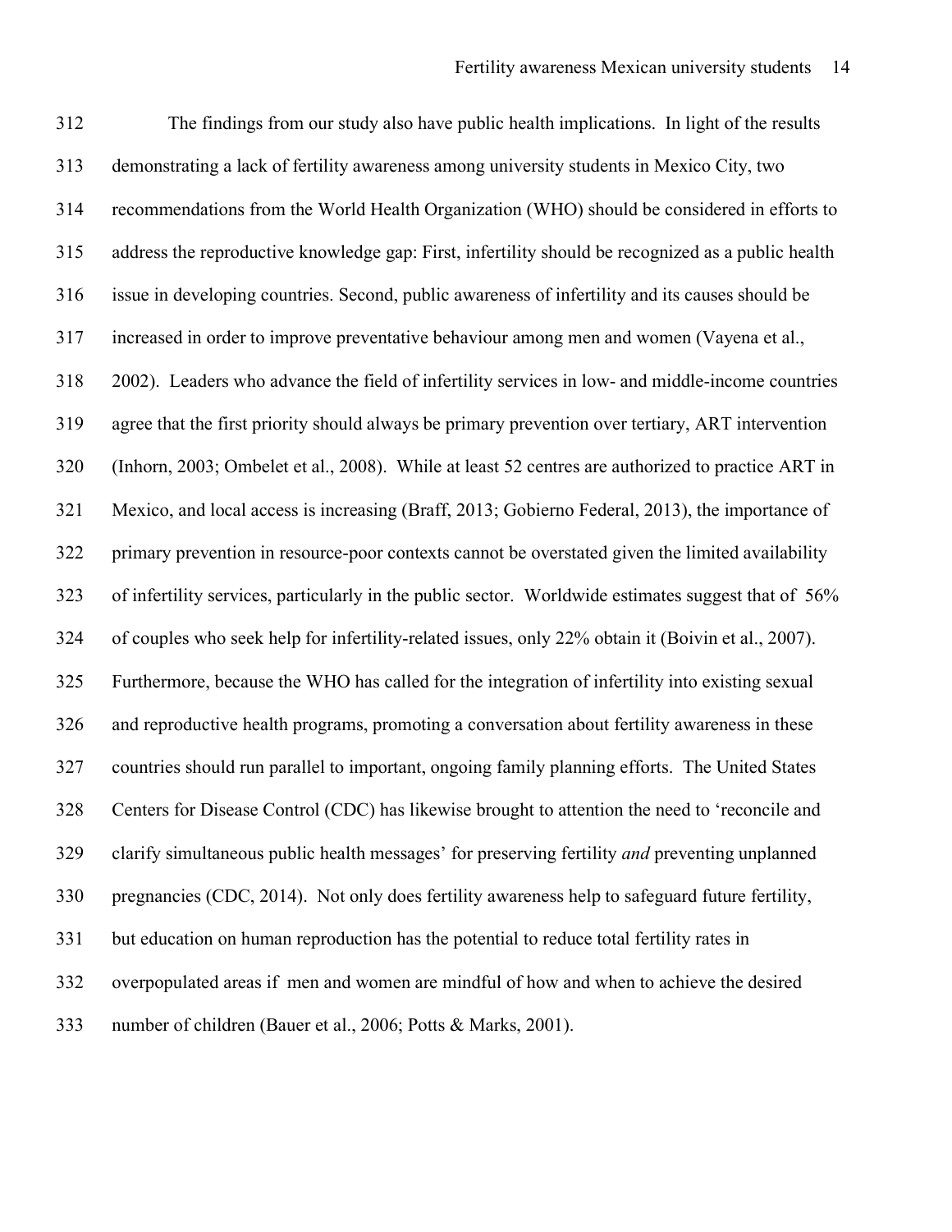The findings from our study also have public health implications. In light of the results demonstrating a lack of fertility awareness among university students in Mexico City, two recommendations from the World Health Organization (WHO) should be considered in efforts to address the reproductive knowledge gap: First, infertility should be recognized as a public health issue in developing countries. Second, public awareness of infertility and its causes should be increased in order to improve preventative behaviour among men and women (Vayena et al., 2002). Leaders who advance the field of infertility services in low- and middle-income countries agree that the first priority should always be primary prevention over tertiary, ART intervention (Inhorn, 2003; Ombelet et al., 2008). While at least 52 centres are authorized to practice ART in Mexico, and local access is increasing (Braff, 2013; Gobierno Federal, 2013), the importance of primary prevention in resource-poor contexts cannot be overstated given the limited availability of infertility services, particularly in the public sector. Worldwide estimates suggest that of 56% of couples who seek help for infertility-related issues, only 22% obtain it (Boivin et al., 2007). Furthermore, because the WHO has called for the integration of infertility into existing sexual and reproductive health programs, promoting a conversation about fertility awareness in these countries should run parallel to important, ongoing family planning efforts. The United States Centers for Disease Control (CDC) has likewise brought to attention the need to 'reconcile and clarify simultaneous public health messages' for preserving fertility *and* preventing unplanned pregnancies (CDC, 2014). Not only does fertility awareness help to safeguard future fertility, but education on human reproduction has the potential to reduce total fertility rates in overpopulated areas if men and women are mindful of how and when to achieve the desired number of children (Bauer et al., 2006; Potts & Marks, 2001).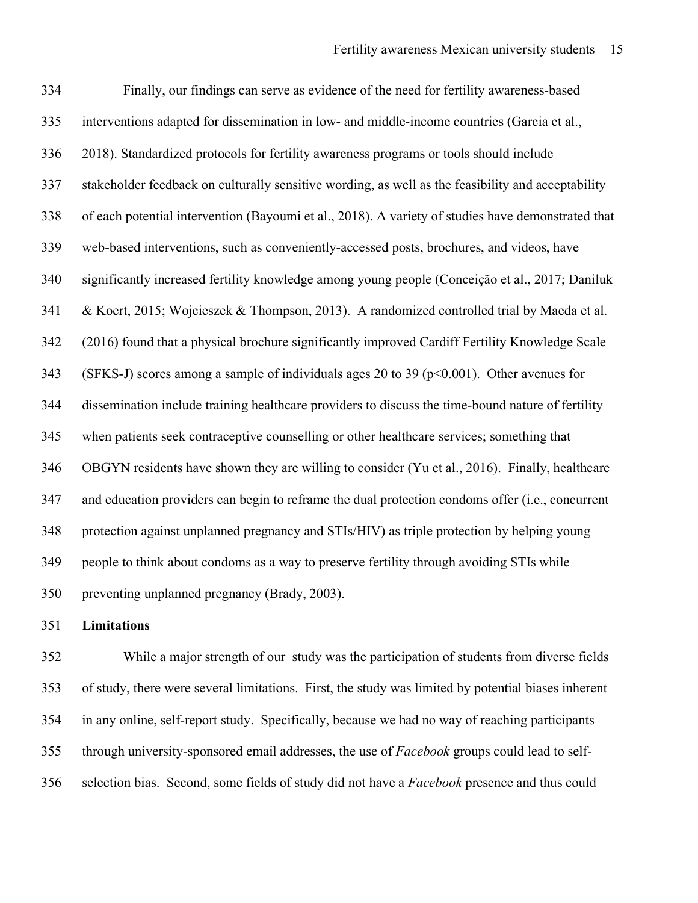Finally, our findings can serve as evidence of the need for fertility awareness-based interventions adapted for dissemination in low- and middle-income countries (Garcia et al., 2018). Standardized protocols for fertility awareness programs or tools should include stakeholder feedback on culturally sensitive wording, as well as the feasibility and acceptability of each potential intervention (Bayoumi et al., 2018). A variety of studies have demonstrated that web-based interventions, such as conveniently-accessed posts, brochures, and videos, have significantly increased fertility knowledge among young people (Conceição et al., 2017; Daniluk & Koert, 2015; Wojcieszek & Thompson, 2013). A randomized controlled trial by Maeda et al. (2016) found that a physical brochure significantly improved Cardiff Fertility Knowledge Scale (SFKS-J) scores among a sample of individuals ages 20 to 39 ($p<0.001$). Other avenues for dissemination include training healthcare providers to discuss the time-bound nature of fertility when patients seek contraceptive counselling or other healthcare services; something that OBGYN residents have shown they are willing to consider (Yu et al., 2016). Finally, healthcare and education providers can begin to reframe the dual protection condoms offer (i.e., concurrent protection against unplanned pregnancy and STIs/HIV) as triple protection by helping young people to think about condoms as a way to preserve fertility through avoiding STIs while preventing unplanned pregnancy (Brady, 2003).

**Limitations**

While a major strength of our study was the participation of students from diverse fields of study, there were several limitations. First, the study was limited by potential biases inherent in any online, self-report study. Specifically, because we had no way of reaching participants through university-sponsored email addresses, the use of *Facebook* groups could lead to self-selection bias. Second, some fields of study did not have a *Facebook* presence and thus could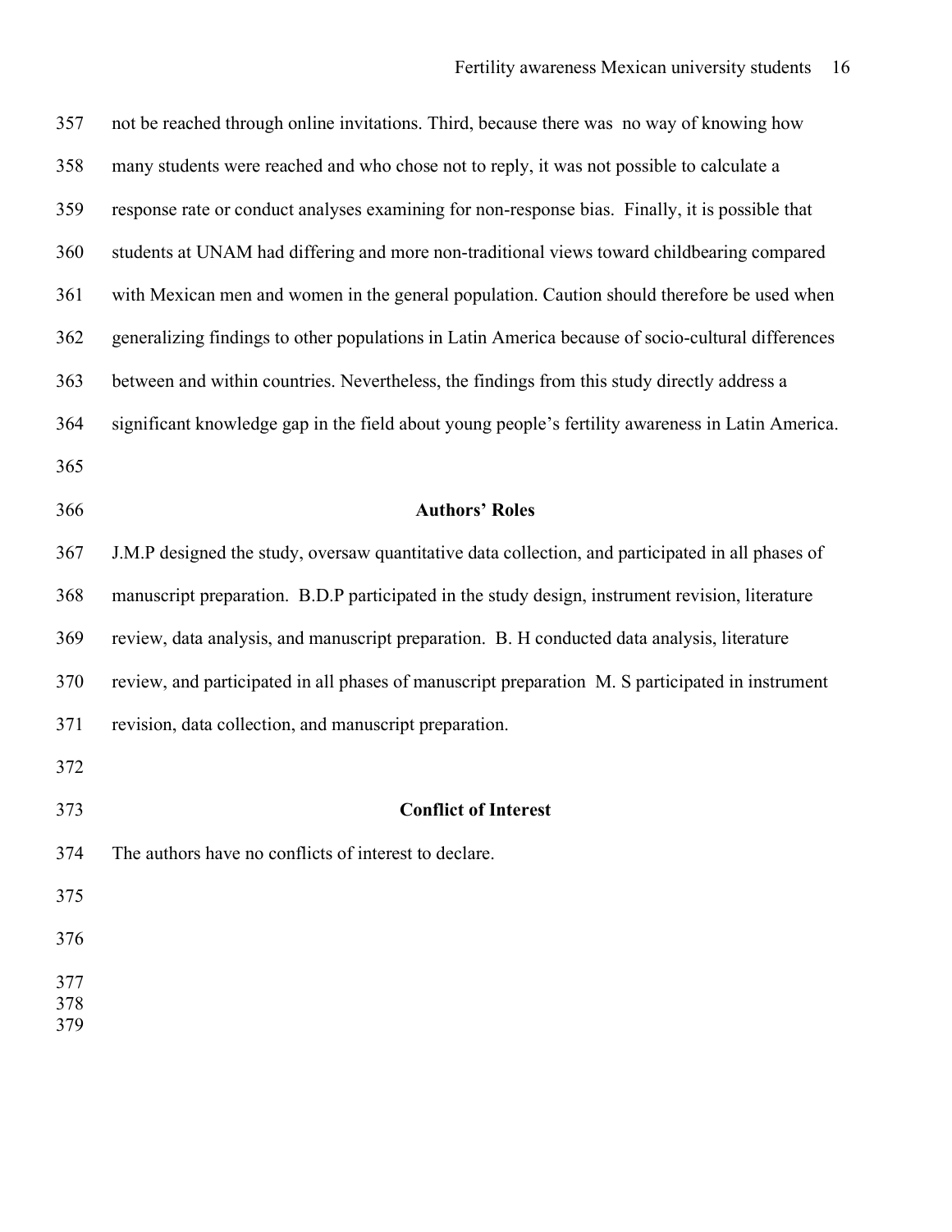not be reached through online invitations. Third, because there was no way of knowing how many students were reached and who chose not to reply, it was not possible to calculate a response rate or conduct analyses examining for non-response bias. Finally, it is possible that students at UNAM had differing and more non-traditional views toward childbearing compared with Mexican men and women in the general population. Caution should therefore be used when generalizing findings to other populations in Latin America because of socio-cultural differences between and within countries. Nevertheless, the findings from this study directly address a significant knowledge gap in the field about young people's fertility awareness in Latin America.

## Authors' Roles

J.M.P designed the study, oversaw quantitative data collection, and participated in all phases of manuscript preparation. B.D.P participated in the study design, instrument revision, literature review, data analysis, and manuscript preparation. B. H conducted data analysis, literature review, and participated in all phases of manuscript preparation M. S participated in instrument revision, data collection, and manuscript preparation.

## Conflict of Interest

The authors have no conflicts of interest to declare.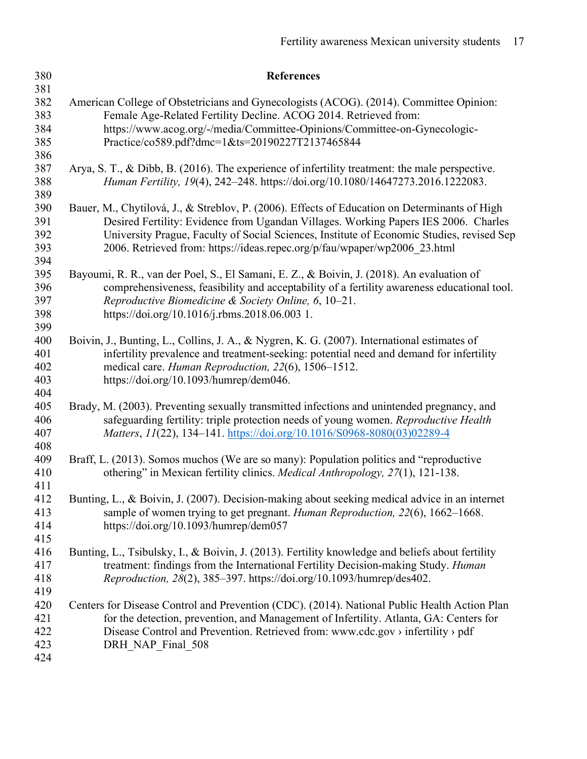## References

American College of Obstetricians and Gynecologists (ACOG). (2014). Committee Opinion: Female Age-Related Fertility Decline. ACOG 2014. Retrieved from: https://www.acog.org/-/media/Committee-Opinions/Committee-on-Gynecologic-Practice/co589.pdf?dmc=1&ts=20190227T2137465844

Arya, S. T., & Dibb, B. (2016). The experience of infertility treatment: the male perspective. *Human Fertility, 19*(4), 242–248. https://doi.org/10.1080/14647273.2016.1222083.

Bauer, M., Chytilová, J., & Streblov, P. (2006). Effects of Education on Determinants of High Desired Fertility: Evidence from Ugandan Villages. Working Papers IES 2006. Charles University Prague, Faculty of Social Sciences, Institute of Economic Studies, revised Sep 2006. Retrieved from: https://ideas.repec.org/p/fau/wpaper/wp2006_23.html

Bayoumi, R. R., van der Poel, S., El Samani, E. Z., & Boivin, J. (2018). An evaluation of comprehensiveness, feasibility and acceptability of a fertility awareness educational tool. *Reproductive Biomedicine & Society Online, 6*, 10–21. https://doi.org/10.1016/j.rbms.2018.06.003 1.

Boivin, J., Bunting, L., Collins, J. A., & Nygren, K. G. (2007). International estimates of infertility prevalence and treatment-seeking: potential need and demand for infertility medical care. *Human Reproduction, 22*(6), 1506–1512. https://doi.org/10.1093/humrep/dem046.

Brady, M. (2003). Preventing sexually transmitted infections and unintended pregnancy, and safeguarding fertility: triple protection needs of young women. *Reproductive Health Matters*, *11*(22), 134–141. https://doi.org/10.1016/S0968-8080(03)02289-4

Braff, L. (2013). Somos muchos (We are so many): Population politics and "reproductive othering" in Mexican fertility clinics. *Medical Anthropology, 27*(1), 121-138.

Bunting, L., & Boivin, J. (2007). Decision-making about seeking medical advice in an internet sample of women trying to get pregnant. *Human Reproduction, 22*(6), 1662–1668. https://doi.org/10.1093/humrep/dem057

Bunting, L., Tsibulsky, I., & Boivin, J. (2013). Fertility knowledge and beliefs about fertility treatment: findings from the International Fertility Decision-making Study. *Human Reproduction, 28*(2), 385–397. https://doi.org/10.1093/humrep/des402.

Centers for Disease Control and Prevention (CDC). (2014). National Public Health Action Plan for the detection, prevention, and Management of Infertility. Atlanta, GA: Centers for Disease Control and Prevention. Retrieved from: www.cdc.gov › infertility › pdf DRH_NAP_Final_508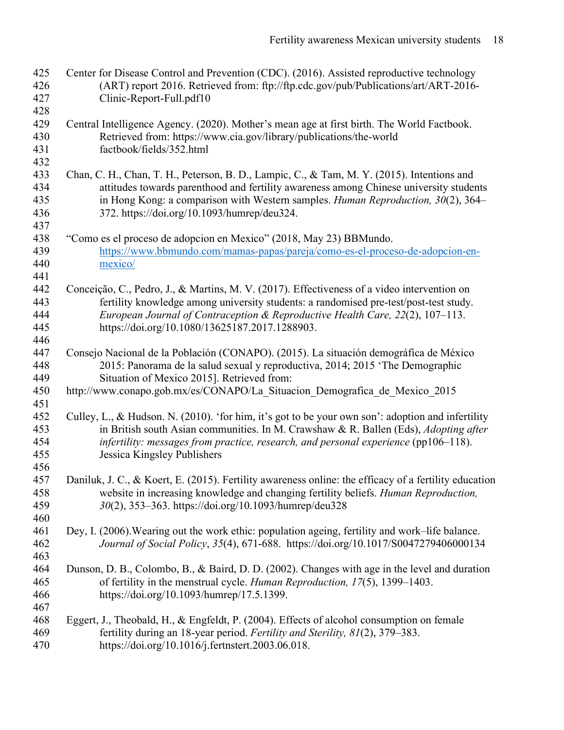Center for Disease Control and Prevention (CDC). (2016). Assisted reproductive technology (ART) report 2016. Retrieved from: ftp://ftp.cdc.gov/pub/Publications/art/ART-2016-Clinic-Report-Full.pdf10

Central Intelligence Agency. (2020). Mother's mean age at first birth. The World Factbook. Retrieved from: https://www.cia.gov/library/publications/the-world factbook/fields/352.html

Chan, C. H., Chan, T. H., Peterson, B. D., Lampic, C., & Tam, M. Y. (2015). Intentions and attitudes towards parenthood and fertility awareness among Chinese university students in Hong Kong: a comparison with Western samples. *Human Reproduction, 30*(2), 364–372. https://doi.org/10.1093/humrep/deu324.

"Como es el proceso de adopcion en Mexico" (2018, May 23) BBMundo. https://www.bbmundo.com/mamas-papas/pareja/como-es-el-proceso-de-adopcion-en-mexico/

Conceição, C., Pedro, J., & Martins, M. V. (2017). Effectiveness of a video intervention on fertility knowledge among university students: a randomised pre-test/post-test study. *European Journal of Contraception & Reproductive Health Care, 22*(2), 107–113. https://doi.org/10.1080/13625187.2017.1288903.

Consejo Nacional de la Población (CONAPO). (2015). La situación demográfica de México 2015: Panorama de la salud sexual y reproductiva, 2014; 2015 'The Demographic Situation of Mexico 2015]. Retrieved from: http://www.conapo.gob.mx/es/CONAPO/La_Situacion_Demografica_de_Mexico_2015

Culley, L., & Hudson. N. (2010). 'for him, it's got to be your own son': adoption and infertility in British south Asian communities. In M. Crawshaw & R. Ballen (Eds), *Adopting after infertility: messages from practice, research, and personal experience* (pp106–118). Jessica Kingsley Publishers

Daniluk, J. C., & Koert, E. (2015). Fertility awareness online: the efficacy of a fertility education website in increasing knowledge and changing fertility beliefs. *Human Reproduction, 30*(2), 353–363. https://doi.org/10.1093/humrep/deu328

Dey, I. (2006).Wearing out the work ethic: population ageing, fertility and work–life balance. *Journal of Social Policy*, *35*(4), 671-688. https://doi.org/10.1017/S0047279406000134

Dunson, D. B., Colombo, B., & Baird, D. D. (2002). Changes with age in the level and duration of fertility in the menstrual cycle. *Human Reproduction, 17*(5), 1399–1403. https://doi.org/10.1093/humrep/17.5.1399.

Eggert, J., Theobald, H., & Engfeldt, P. (2004). Effects of alcohol consumption on female fertility during an 18-year period. *Fertility and Sterility, 81*(2), 379–383. https://doi.org/10.1016/j.fertnstert.2003.06.018.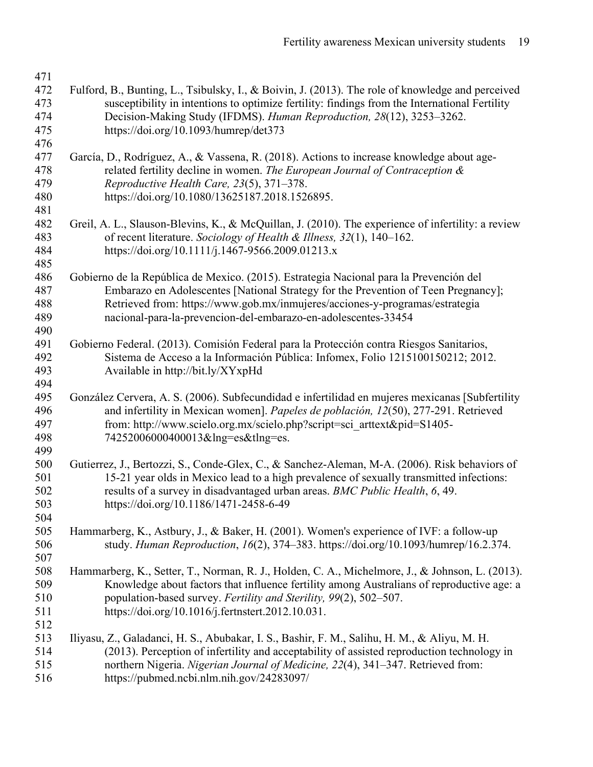Fulford, B., Bunting, L., Tsibulsky, I., & Boivin, J. (2013). The role of knowledge and perceived susceptibility in intentions to optimize fertility: findings from the International Fertility Decision-Making Study (IFDMS). *Human Reproduction, 28*(12), 3253–3262. https://doi.org/10.1093/humrep/det373

García, D., Rodríguez, A., & Vassena, R. (2018). Actions to increase knowledge about age-related fertility decline in women. *The European Journal of Contraception & Reproductive Health Care, 23*(5), 371–378. https://doi.org/10.1080/13625187.2018.1526895.

Greil, A. L., Slauson-Blevins, K., & McQuillan, J. (2010). The experience of infertility: a review of recent literature. *Sociology of Health & Illness, 32*(1), 140–162. https://doi.org/10.1111/j.1467-9566.2009.01213.x

Gobierno de la República de Mexico. (2015). Estrategia Nacional para la Prevención del Embarazo en Adolescentes [National Strategy for the Prevention of Teen Pregnancy]; Retrieved from: https://www.gob.mx/inmujeres/acciones-y-programas/estrategia nacional-para-la-prevencion-del-embarazo-en-adolescentes-33454

Gobierno Federal. (2013). Comisión Federal para la Protección contra Riesgos Sanitarios, Sistema de Acceso a la Información Pública: Infomex, Folio 1215100150212; 2012. Available in http://bit.ly/XYxpHd

González Cervera, A. S. (2006). Subfecundidad e infertilidad en mujeres mexicanas [Subfertility and infertility in Mexican women]. *Papeles de población, 12*(50), 277-291. Retrieved from: http://www.scielo.org.mx/scielo.php?script=sci_arttext&pid=S1405-74252006000400013&lng=es&tlng=es.

Gutierrez, J., Bertozzi, S., Conde-Glex, C., & Sanchez-Aleman, M-A. (2006). Risk behaviors of 15-21 year olds in Mexico lead to a high prevalence of sexually transmitted infections: results of a survey in disadvantaged urban areas. *BMC Public Health*, *6*, 49. https://doi.org/10.1186/1471-2458-6-49

Hammarberg, K., Astbury, J., & Baker, H. (2001). Women's experience of IVF: a follow-up study. *Human Reproduction*, *16*(2), 374–383. https://doi.org/10.1093/humrep/16.2.374.

Hammarberg, K., Setter, T., Norman, R. J., Holden, C. A., Michelmore, J., & Johnson, L. (2013). Knowledge about factors that influence fertility among Australians of reproductive age: a population-based survey. *Fertility and Sterility, 99*(2), 502–507. https://doi.org/10.1016/j.fertnstert.2012.10.031.

Iliyasu, Z., Galadanci, H. S., Abubakar, I. S., Bashir, F. M., Salihu, H. M., & Aliyu, M. H. (2013). Perception of infertility and acceptability of assisted reproduction technology in northern Nigeria. *Nigerian Journal of Medicine, 22*(4), 341–347. Retrieved from: https://pubmed.ncbi.nlm.nih.gov/24283097/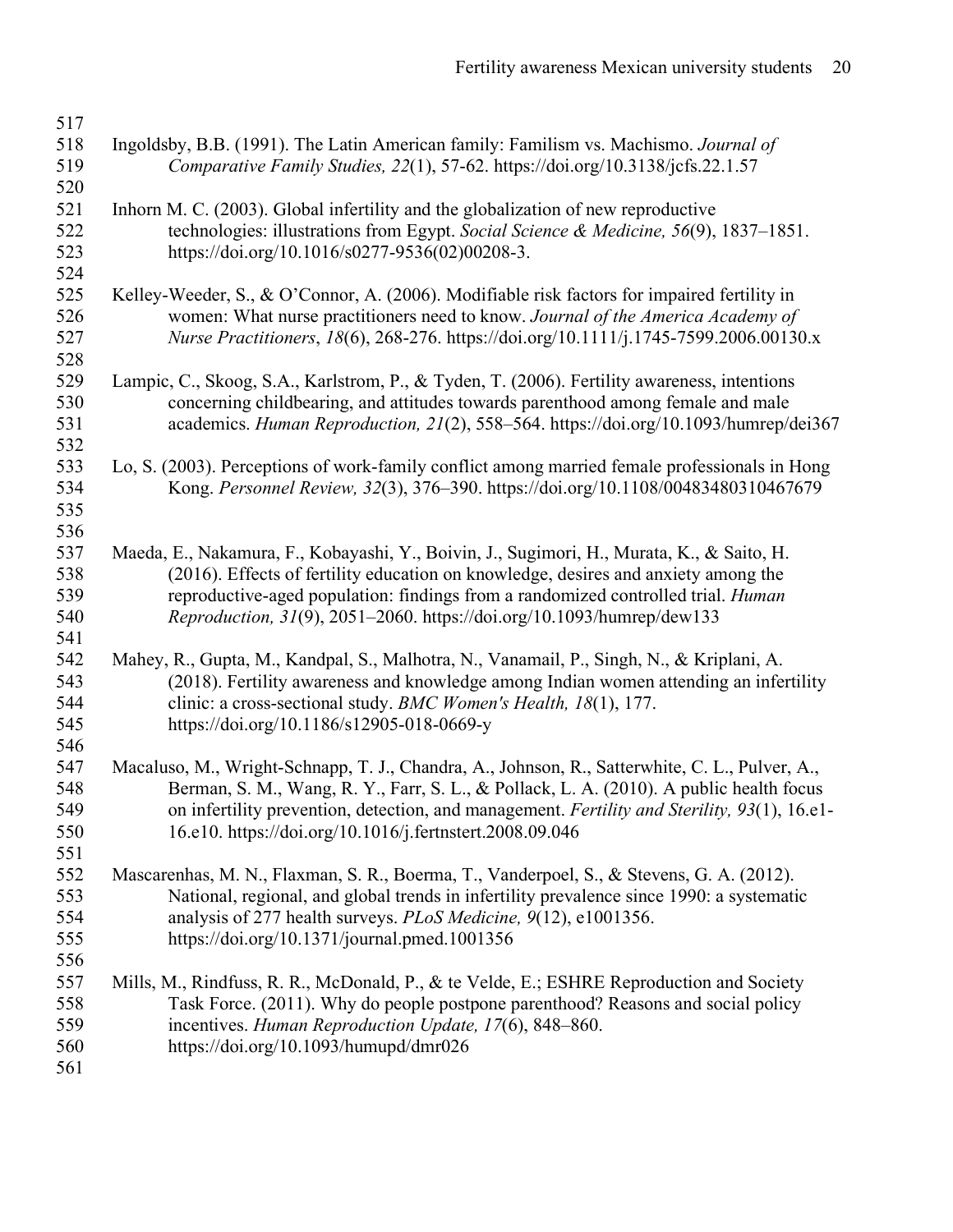Ingoldsby, B.B. (1991). The Latin American family: Familism vs. Machismo. *Journal of Comparative Family Studies, 22*(1), 57-62. https://doi.org/10.3138/jcfs.22.1.57

Inhorn M. C. (2003). Global infertility and the globalization of new reproductive technologies: illustrations from Egypt. *Social Science & Medicine, 56*(9), 1837–1851. https://doi.org/10.1016/s0277-9536(02)00208-3.

Kelley-Weeder, S., & O'Connor, A. (2006). Modifiable risk factors for impaired fertility in women: What nurse practitioners need to know. *Journal of the America Academy of Nurse Practitioners*, *18*(6), 268-276. https://doi.org/10.1111/j.1745-7599.2006.00130.x

Lampic, C., Skoog, S.A., Karlstrom, P., & Tyden, T. (2006). Fertility awareness, intentions concerning childbearing, and attitudes towards parenthood among female and male academics. *Human Reproduction, 21*(2), 558–564. https://doi.org/10.1093/humrep/dei367

Lo, S. (2003). Perceptions of work-family conflict among married female professionals in Hong Kong. *Personnel Review, 32*(3), 376–390. https://doi.org/10.1108/00483480310467679

Maeda, E., Nakamura, F., Kobayashi, Y., Boivin, J., Sugimori, H., Murata, K., & Saito, H. (2016). Effects of fertility education on knowledge, desires and anxiety among the reproductive-aged population: findings from a randomized controlled trial. *Human Reproduction, 31*(9), 2051–2060. https://doi.org/10.1093/humrep/dew133

Mahey, R., Gupta, M., Kandpal, S., Malhotra, N., Vanamail, P., Singh, N., & Kriplani, A. (2018). Fertility awareness and knowledge among Indian women attending an infertility clinic: a cross-sectional study. *BMC Women's Health, 18*(1), 177. https://doi.org/10.1186/s12905-018-0669-y

Macaluso, M., Wright-Schnapp, T. J., Chandra, A., Johnson, R., Satterwhite, C. L., Pulver, A., Berman, S. M., Wang, R. Y., Farr, S. L., & Pollack, L. A. (2010). A public health focus on infertility prevention, detection, and management. *Fertility and Sterility, 93*(1), 16.e1-16.e10. https://doi.org/10.1016/j.fertnstert.2008.09.046

Mascarenhas, M. N., Flaxman, S. R., Boerma, T., Vanderpoel, S., & Stevens, G. A. (2012). National, regional, and global trends in infertility prevalence since 1990: a systematic analysis of 277 health surveys. *PLoS Medicine, 9*(12), e1001356. https://doi.org/10.1371/journal.pmed.1001356

Mills, M., Rindfuss, R. R., McDonald, P., & te Velde, E.; ESHRE Reproduction and Society Task Force. (2011). Why do people postpone parenthood? Reasons and social policy incentives. *Human Reproduction Update, 17*(6), 848–860. https://doi.org/10.1093/humupd/dmr026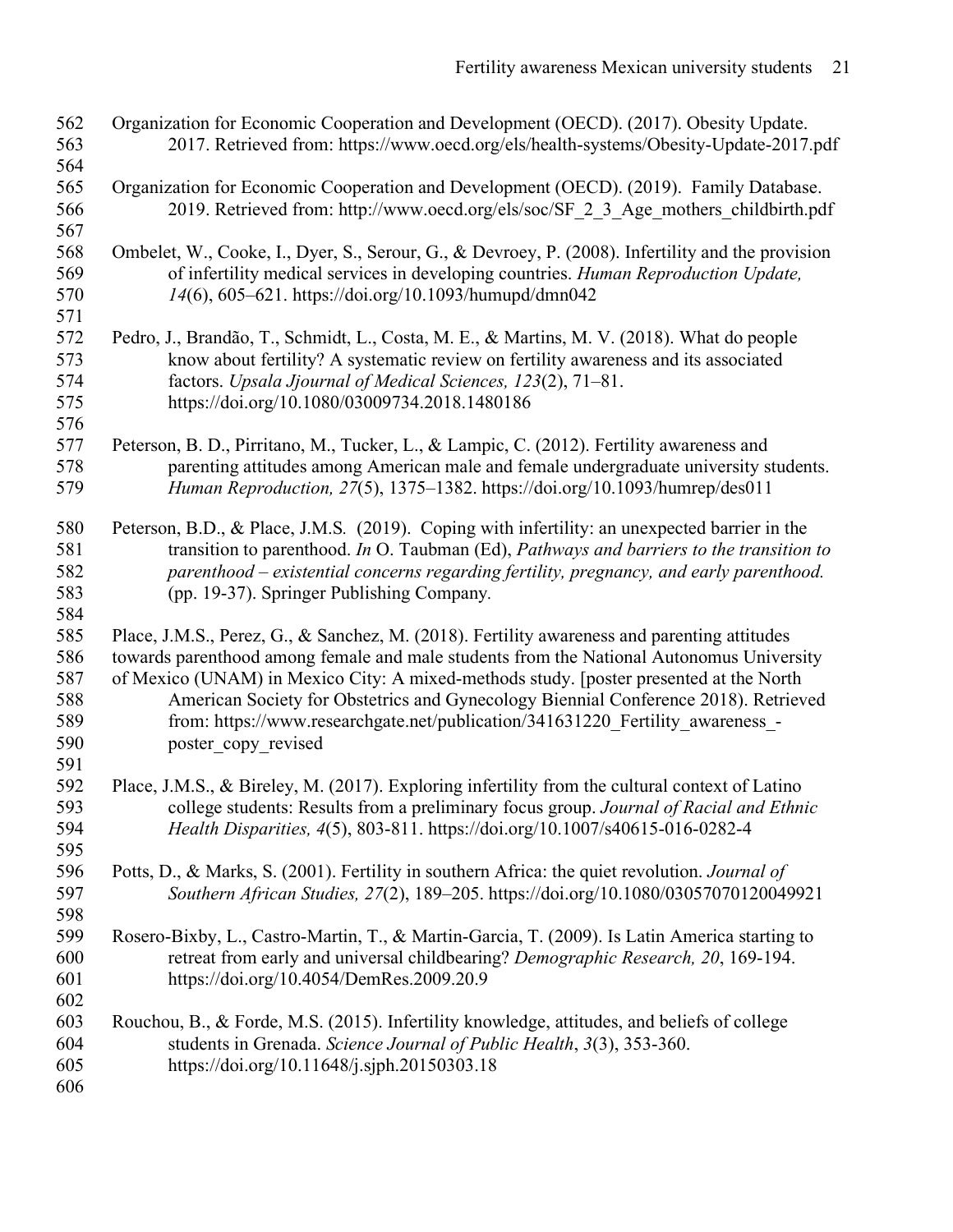Organization for Economic Cooperation and Development (OECD). (2017). Obesity Update. 2017. Retrieved from: https://www.oecd.org/els/health-systems/Obesity-Update-2017.pdf

Organization for Economic Cooperation and Development (OECD). (2019). Family Database. 2019. Retrieved from: http://www.oecd.org/els/soc/SF_2_3_Age_mothers_childbirth.pdf

Ombelet, W., Cooke, I., Dyer, S., Serour, G., & Devroey, P. (2008). Infertility and the provision of infertility medical services in developing countries. *Human Reproduction Update, 14*(6), 605–621. https://doi.org/10.1093/humupd/dmn042

Pedro, J., Brandão, T., Schmidt, L., Costa, M. E., & Martins, M. V. (2018). What do people know about fertility? A systematic review on fertility awareness and its associated factors. *Upsala Jjournal of Medical Sciences, 123*(2), 71–81. https://doi.org/10.1080/03009734.2018.1480186

Peterson, B. D., Pirritano, M., Tucker, L., & Lampic, C. (2012). Fertility awareness and parenting attitudes among American male and female undergraduate university students. *Human Reproduction, 27*(5), 1375–1382. https://doi.org/10.1093/humrep/des011

Peterson, B.D., & Place, J.M.S. (2019). Coping with infertility: an unexpected barrier in the transition to parenthood. *In* O. Taubman (Ed), *Pathways and barriers to the transition to parenthood – existential concerns regarding fertility, pregnancy, and early parenthood.* (pp. 19-37). Springer Publishing Company.

Place, J.M.S., Perez, G., & Sanchez, M. (2018). Fertility awareness and parenting attitudes towards parenthood among female and male students from the National Autonomus University of Mexico (UNAM) in Mexico City: A mixed-methods study. [poster presented at the North American Society for Obstetrics and Gynecology Biennial Conference 2018). Retrieved from: https://www.researchgate.net/publication/341631220_Fertility_awareness_-poster_copy_revised

Place, J.M.S., & Bireley, M. (2017). Exploring infertility from the cultural context of Latino college students: Results from a preliminary focus group. *Journal of Racial and Ethnic Health Disparities, 4*(5), 803-811. https://doi.org/10.1007/s40615-016-0282-4

Potts, D., & Marks, S. (2001). Fertility in southern Africa: the quiet revolution. *Journal of Southern African Studies, 27*(2), 189–205. https://doi.org/10.1080/03057070120049921

Rosero-Bixby, L., Castro-Martin, T., & Martin-Garcia, T. (2009). Is Latin America starting to retreat from early and universal childbearing? *Demographic Research, 20*, 169-194. https://doi.org/10.4054/DemRes.2009.20.9

Rouchou, B., & Forde, M.S. (2015). Infertility knowledge, attitudes, and beliefs of college students in Grenada. *Science Journal of Public Health*, *3*(3), 353-360. https://doi.org/10.11648/j.sjph.20150303.18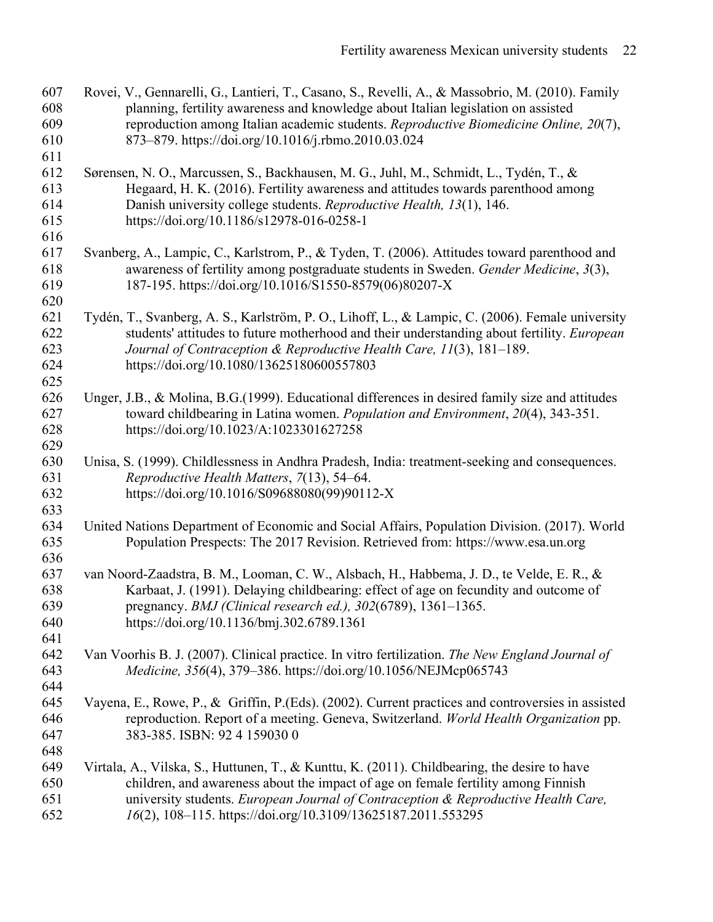Rovei, V., Gennarelli, G., Lantieri, T., Casano, S., Revelli, A., & Massobrio, M. (2010). Family planning, fertility awareness and knowledge about Italian legislation on assisted reproduction among Italian academic students. *Reproductive Biomedicine Online, 20*(7), 873–879. https://doi.org/10.1016/j.rbmo.2010.03.024

Sørensen, N. O., Marcussen, S., Backhausen, M. G., Juhl, M., Schmidt, L., Tydén, T., & Hegaard, H. K. (2016). Fertility awareness and attitudes towards parenthood among Danish university college students. *Reproductive Health, 13*(1), 146. https://doi.org/10.1186/s12978-016-0258-1

Svanberg, A., Lampic, C., Karlstrom, P., & Tyden, T. (2006). Attitudes toward parenthood and awareness of fertility among postgraduate students in Sweden. *Gender Medicine*, *3*(3), 187-195. https://doi.org/10.1016/S1550-8579(06)80207-X

Tydén, T., Svanberg, A. S., Karlström, P. O., Lihoff, L., & Lampic, C. (2006). Female university students' attitudes to future motherhood and their understanding about fertility. *European Journal of Contraception & Reproductive Health Care, 11*(3), 181–189. https://doi.org/10.1080/13625180600557803

Unger, J.B., & Molina, B.G.(1999). Educational differences in desired family size and attitudes toward childbearing in Latina women. *Population and Environment*, *20*(4), 343-351. https://doi.org/10.1023/A:1023301627258

Unisa, S. (1999). Childlessness in Andhra Pradesh, India: treatment-seeking and consequences. *Reproductive Health Matters*, *7*(13), 54–64. https://doi.org/10.1016/S09688080(99)90112-X

United Nations Department of Economic and Social Affairs, Population Division. (2017). World Population Prespects: The 2017 Revision. Retrieved from: https://www.esa.un.org

van Noord-Zaadstra, B. M., Looman, C. W., Alsbach, H., Habbema, J. D., te Velde, E. R., & Karbaat, J. (1991). Delaying childbearing: effect of age on fecundity and outcome of pregnancy. *BMJ (Clinical research ed.), 302*(6789), 1361–1365. https://doi.org/10.1136/bmj.302.6789.1361

Van Voorhis B. J. (2007). Clinical practice. In vitro fertilization. *The New England Journal of Medicine, 356*(4), 379–386. https://doi.org/10.1056/NEJMcp065743

Vayena, E., Rowe, P., & Griffin, P.(Eds). (2002). Current practices and controversies in assisted reproduction. Report of a meeting. Geneva, Switzerland. *World Health Organization* pp. 383-385. ISBN: 92 4 159030 0

Virtala, A., Vilska, S., Huttunen, T., & Kunttu, K. (2011). Childbearing, the desire to have children, and awareness about the impact of age on female fertility among Finnish university students. *European Journal of Contraception & Reproductive Health Care, 16*(2), 108–115. https://doi.org/10.3109/13625187.2011.553295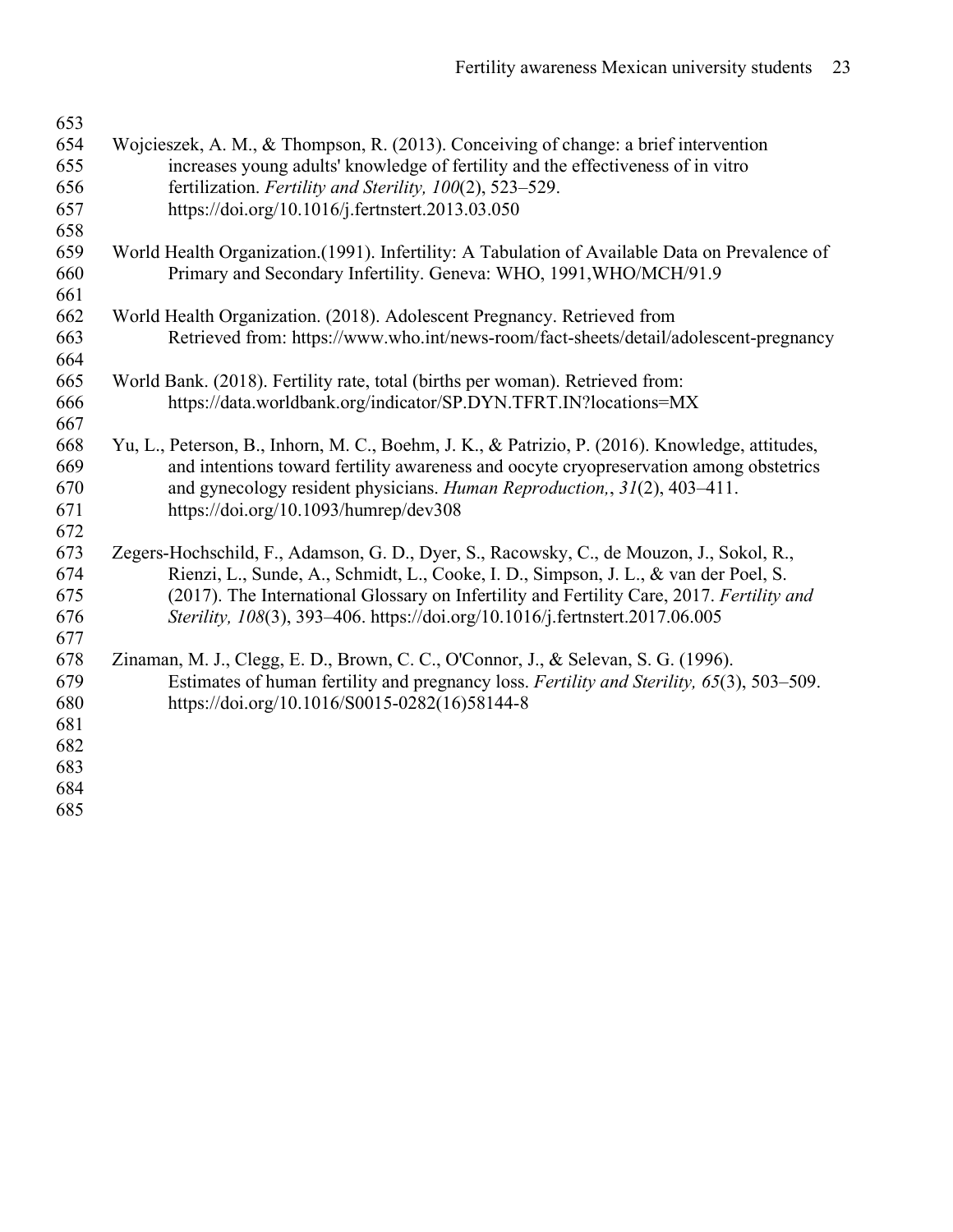Wojcieszek, A. M., & Thompson, R. (2013). Conceiving of change: a brief intervention increases young adults' knowledge of fertility and the effectiveness of in vitro fertilization. *Fertility and Sterility, 100*(2), 523–529. https://doi.org/10.1016/j.fertnstert.2013.03.050

World Health Organization.(1991). Infertility: A Tabulation of Available Data on Prevalence of Primary and Secondary Infertility. Geneva: WHO, 1991,WHO/MCH/91.9

World Health Organization. (2018). Adolescent Pregnancy. Retrieved from Retrieved from: https://www.who.int/news-room/fact-sheets/detail/adolescent-pregnancy

World Bank. (2018). Fertility rate, total (births per woman). Retrieved from: https://data.worldbank.org/indicator/SP.DYN.TFRT.IN?locations=MX

Yu, L., Peterson, B., Inhorn, M. C., Boehm, J. K., & Patrizio, P. (2016). Knowledge, attitudes, and intentions toward fertility awareness and oocyte cryopreservation among obstetrics and gynecology resident physicians. *Human Reproduction,*, *31*(2), 403–411. https://doi.org/10.1093/humrep/dev308

Zegers-Hochschild, F., Adamson, G. D., Dyer, S., Racowsky, C., de Mouzon, J., Sokol, R., Rienzi, L., Sunde, A., Schmidt, L., Cooke, I. D., Simpson, J. L., & van der Poel, S. (2017). The International Glossary on Infertility and Fertility Care, 2017. *Fertility and Sterility, 108*(3), 393–406. https://doi.org/10.1016/j.fertnstert.2017.06.005

Zinaman, M. J., Clegg, E. D., Brown, C. C., O'Connor, J., & Selevan, S. G. (1996). Estimates of human fertility and pregnancy loss. *Fertility and Sterility, 65*(3), 503–509. https://doi.org/10.1016/S0015-0282(16)58144-8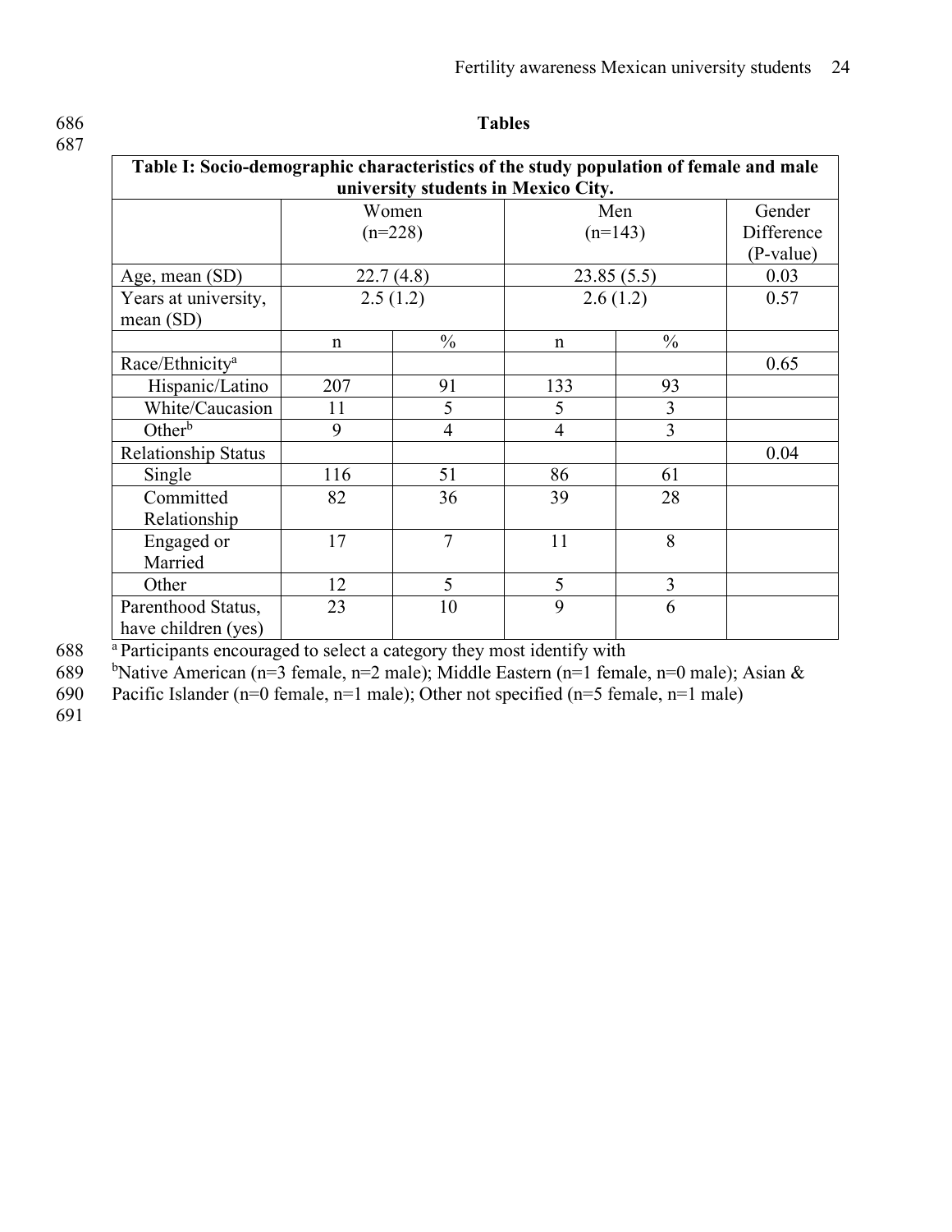## Tables

**Table I: Socio-demographic characteristics of the study population of female and male university students in Mexico City.**

| | Women (n=228) | | Men (n=143) | | Gender Difference (P-value) |
|---|---|---|---|---|---|
| Age, mean (SD) | 22.7 (4.8) | | 23.85 (5.5) | | 0.03 |
| Years at university, mean (SD) | 2.5 (1.2) | | 2.6 (1.2) | | 0.57 |
| | n | % | n | % | |
| Race/Ethnicity[a] | | | | | 0.65 |
| Hispanic/Latino | 207 | 91 | 133 | 93 | |
| White/Caucasion | 11 | 5 | 5 | 3 | |
| Other[b] | 9 | 4 | 4 | 3 | |
| Relationship Status | | | | | 0.04 |
| Single | 116 | 51 | 86 | 61 | |
| Committed Relationship | 82 | 36 | 39 | 28 | |
| Engaged or Married | 17 | 7 | 11 | 8 | |
| Other | 12 | 5 | 5 | 3 | |
| Parenthood Status, have children (yes) | 23 | 10 | 9 | 6 | |

[a] Participants encouraged to select a category they most identify with

[b] Native American (n=3 female, n=2 male); Middle Eastern (n=1 female, n=0 male); Asian & Pacific Islander (n=0 female, n=1 male); Other not specified (n=5 female, n=1 male)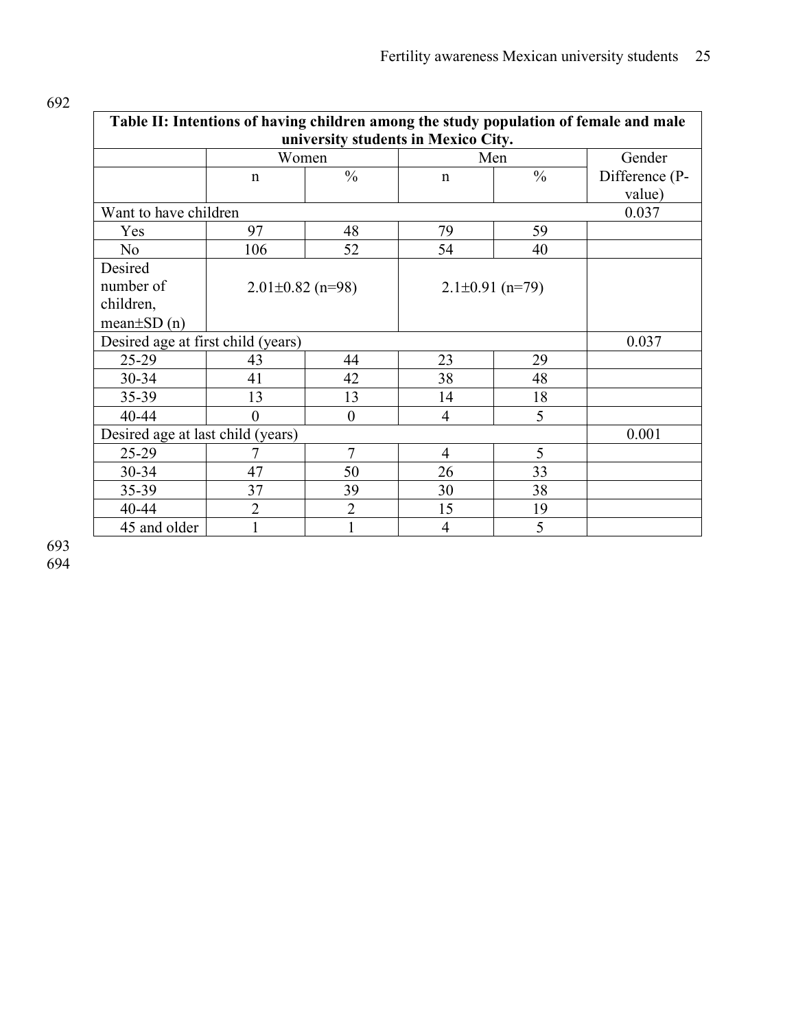**Table II: Intentions of having children among the study population of female and male university students in Mexico City.**

| | Women | | Men | | Gender Difference (P-value) |
|---|---|---|---|---|---|
| | n | % | n | % | |
| Want to have children | | | | | 0.037 |
| Yes | 97 | 48 | 79 | 59 | |
| No | 106 | 52 | 54 | 40 | |
| Desired number of children, mean±SD (n) | 2.01±0.82 (n=98) | | 2.1±0.91 (n=79) | | |
| Desired age at first child (years) | | | | | 0.037 |
| 25-29 | 43 | 44 | 23 | 29 | |
| 30-34 | 41 | 42 | 38 | 48 | |
| 35-39 | 13 | 13 | 14 | 18 | |
| 40-44 | 0 | 0 | 4 | 5 | |
| Desired age at last child (years) | | | | | 0.001 |
| 25-29 | 7 | 7 | 4 | 5 | |
| 30-34 | 47 | 50 | 26 | 33 | |
| 35-39 | 37 | 39 | 30 | 38 | |
| 40-44 | 2 | 2 | 15 | 19 | |
| 45 and older | 1 | 1 | 4 | 5 | |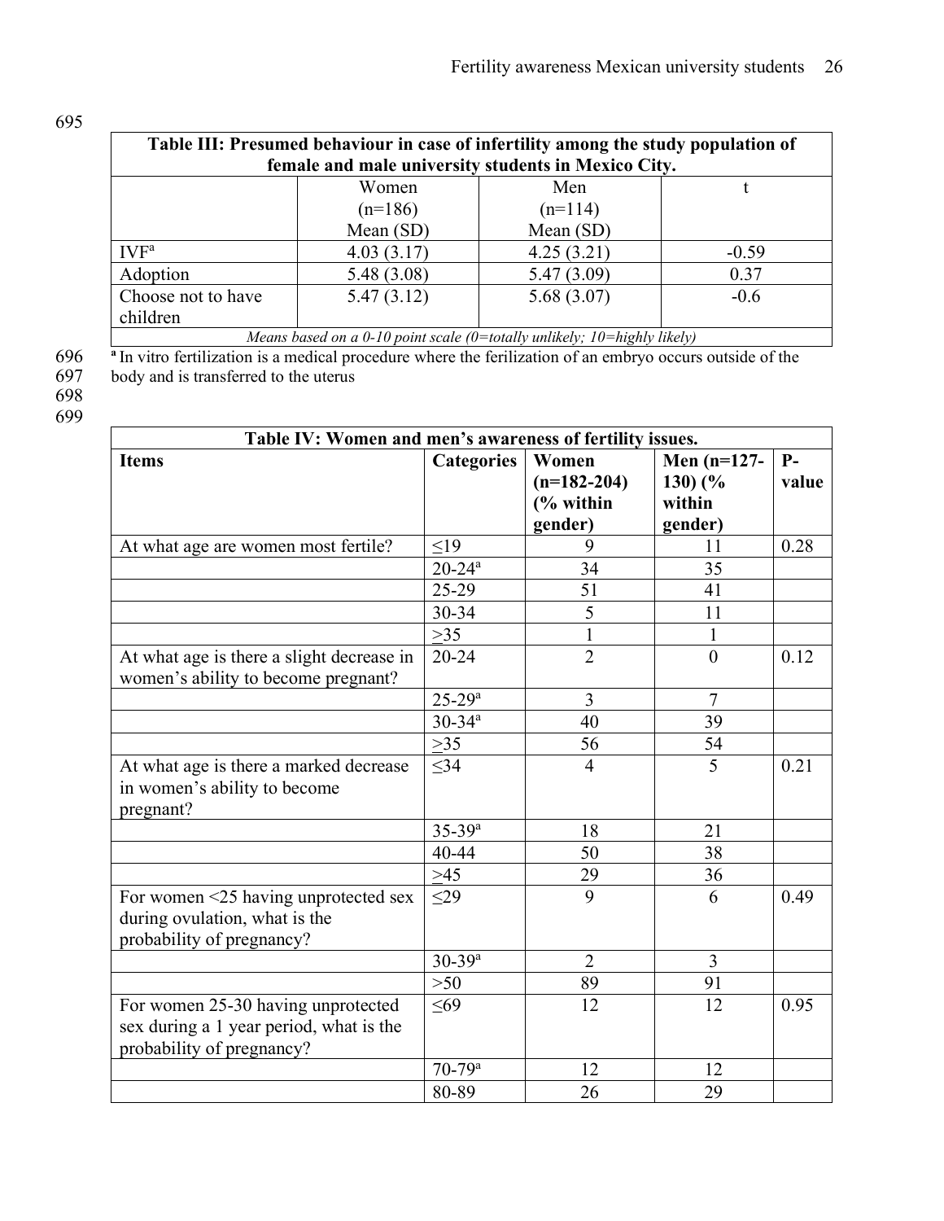**Table III: Presumed behaviour in case of infertility among the study population of female and male university students in Mexico City.**

| | Women (n=186) Mean (SD) | Men (n=114) Mean (SD) | t |
|---|---|---|---|
| IVF[a] | 4.03 (3.17) | 4.25 (3.21) | -0.59 |
| Adoption | 5.48 (3.08) | 5.47 (3.09) | 0.37 |
| Choose not to have children | 5.47 (3.12) | 5.68 (3.07) | -0.6 |

*Means based on a 0-10 point scale (0=totally unlikely; 10=highly likely)*

[a] In vitro fertilization is a medical procedure where the ferilization of an embryo occurs outside of the body and is transferred to the uterus

**Table IV: Women and men's awareness of fertility issues.**

| **Items** | **Categories** | **Women (n=182-204) (% within gender)** | **Men (n=127-130) (% within gender)** | **P-value** |
|---|---|---|---|---|
| At what age are women most fertile? | ≤19 | 9 | 11 | 0.28 |
| | 20-24[a] | 34 | 35 | |
| | 25-29 | 51 | 41 | |
| | 30-34 | 5 | 11 | |
| | ≥35 | 1 | 1 | |
| At what age is there a slight decrease in women's ability to become pregnant? | 20-24 | 2 | 0 | 0.12 |
| | 25-29[a] | 3 | 7 | |
| | 30-34[a] | 40 | 39 | |
| | ≥35 | 56 | 54 | |
| At what age is there a marked decrease in women's ability to become pregnant? | ≤34 | 4 | 5 | 0.21 |
| | 35-39[a] | 18 | 21 | |
| | 40-44 | 50 | 38 | |
| | ≥45 | 29 | 36 | |
| For women <25 having unprotected sex during ovulation, what is the probability of pregnancy? | ≤29 | 9 | 6 | 0.49 |
| | 30-39[a] | 2 | 3 | |
| | >50 | 89 | 91 | |
| For women 25-30 having unprotected sex during a 1 year period, what is the probability of pregnancy? | ≤69 | 12 | 12 | 0.95 |
| | 70-79[a] | 12 | 12 | |
| | 80-89 | 26 | 29 | |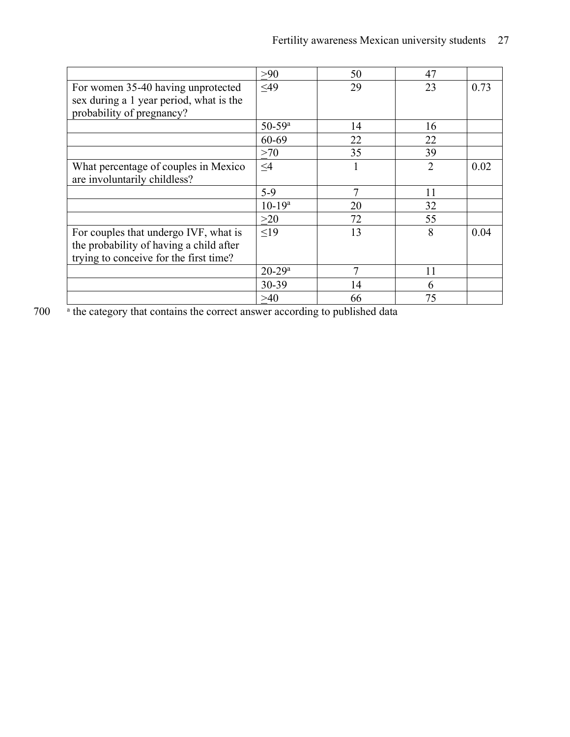| | | | | |
|---|---|---|---|---|
| | ≥90 | 50 | 47 | |
| For women 35-40 having unprotected sex during a 1 year period, what is the probability of pregnancy? | ≤49 | 29 | 23 | 0.73 |
| | 50-59[a] | 14 | 16 | |
| | 60-69 | 22 | 22 | |
| | ≥70 | 35 | 39 | |
| What percentage of couples in Mexico are involuntarily childless? | ≤4 | 1 | 2 | 0.02 |
| | 5-9 | 7 | 11 | |
| | 10-19[a] | 20 | 32 | |
| | ≥20 | 72 | 55 | |
| For couples that undergo IVF, what is the probability of having a child after trying to conceive for the first time? | ≤19 | 13 | 8 | 0.04 |
| | 20-29[a] | 7 | 11 | |
| | 30-39 | 14 | 6 | |
| | ≥40 | 66 | 75 | |

700 [a] the category that contains the correct answer according to published data